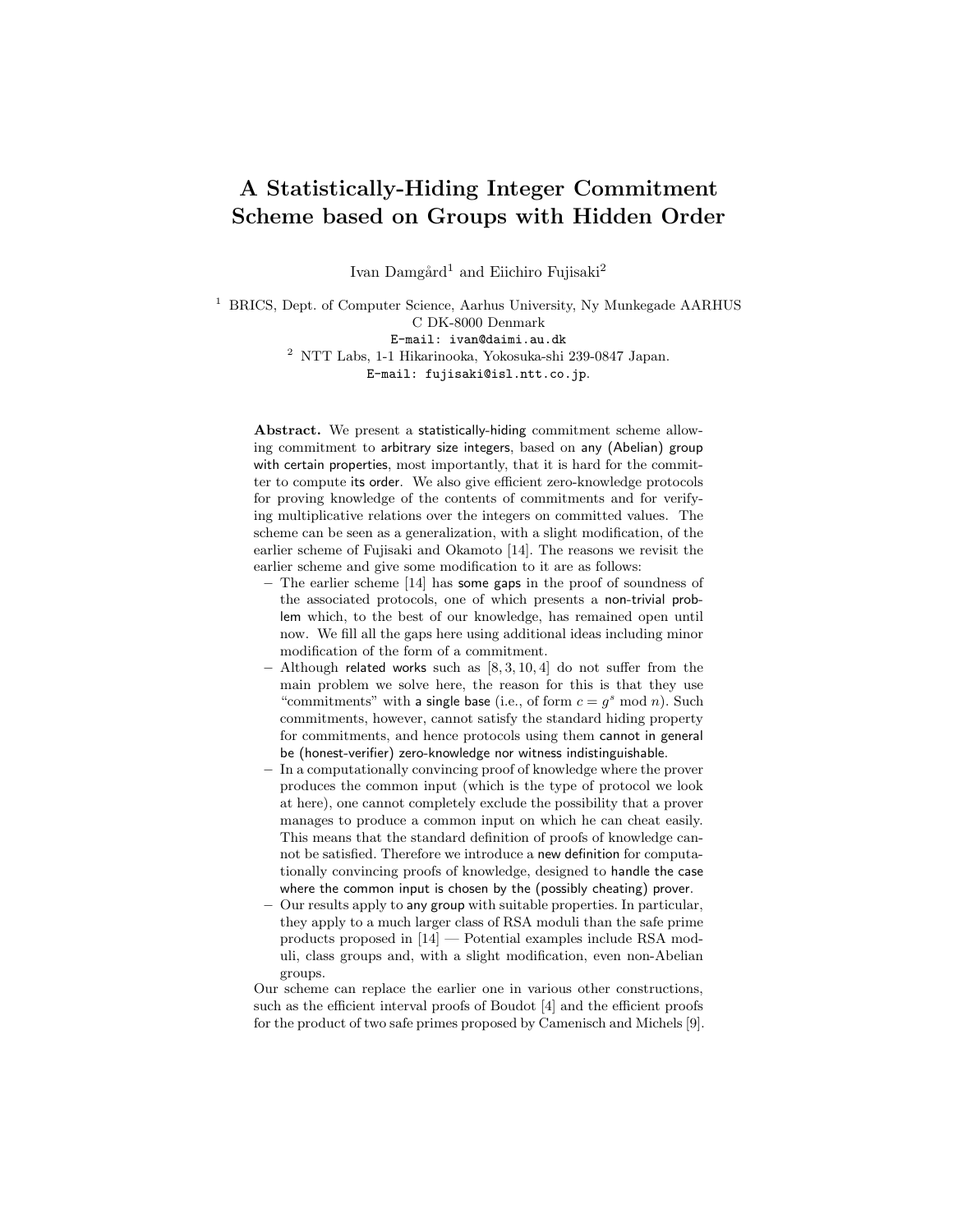# A Statistically-Hiding Integer Commitment Scheme based on Groups with Hidden Order

Ivan Damgård[1] and Eiichiro Fujisaki[2]

[1] BRICS, Dept. of Computer Science, Aarhus University, Ny Munkegade AARHUS C DK-8000 Denmark
E-mail: ivan@daimi.au.dk

[2] NTT Labs, 1-1 Hikarinooka, Yokosuka-shi 239-0847 Japan.
E-mail: fujisaki@isl.ntt.co.jp.

**Abstract.** We present a statistically-hiding commitment scheme allowing commitment to arbitrary size integers, based on any (Abelian) group with certain properties, most importantly, that it is hard for the committer to compute its order. We also give efficient zero-knowledge protocols for proving knowledge of the contents of commitments and for verifying multiplicative relations over the integers on committed values. The scheme can be seen as a generalization, with a slight modification, of the earlier scheme of Fujisaki and Okamoto [14]. The reasons we revisit the earlier scheme and give some modification to it are as follows:

- The earlier scheme [14] has some gaps in the proof of soundness of the associated protocols, one of which presents a non-trivial problem which, to the best of our knowledge, has remained open until now. We fill all the gaps here using additional ideas including minor modification of the form of a commitment.
- Although related works such as [8, 3, 10, 4] do not suffer from the main problem we solve here, the reason for this is that they use "commitments" with a single base (i.e., of form $c = g^s \bmod n$). Such commitments, however, cannot satisfy the standard hiding property for commitments, and hence protocols using them cannot in general be (honest-verifier) zero-knowledge nor witness indistinguishable.
- In a computationally convincing proof of knowledge where the prover produces the common input (which is the type of protocol we look at here), one cannot completely exclude the possibility that a prover manages to produce a common input on which he can cheat easily. This means that the standard definition of proofs of knowledge cannot be satisfied. Therefore we introduce a new definition for computationally convincing proofs of knowledge, designed to handle the case where the common input is chosen by the (possibly cheating) prover.
- Our results apply to any group with suitable properties. In particular, they apply to a much larger class of RSA moduli than the safe prime products proposed in [14] — Potential examples include RSA moduli, class groups and, with a slight modification, even non-Abelian groups.

Our scheme can replace the earlier one in various other constructions, such as the efficient interval proofs of Boudot [4] and the efficient proofs for the product of two safe primes proposed by Camenisch and Michels [9].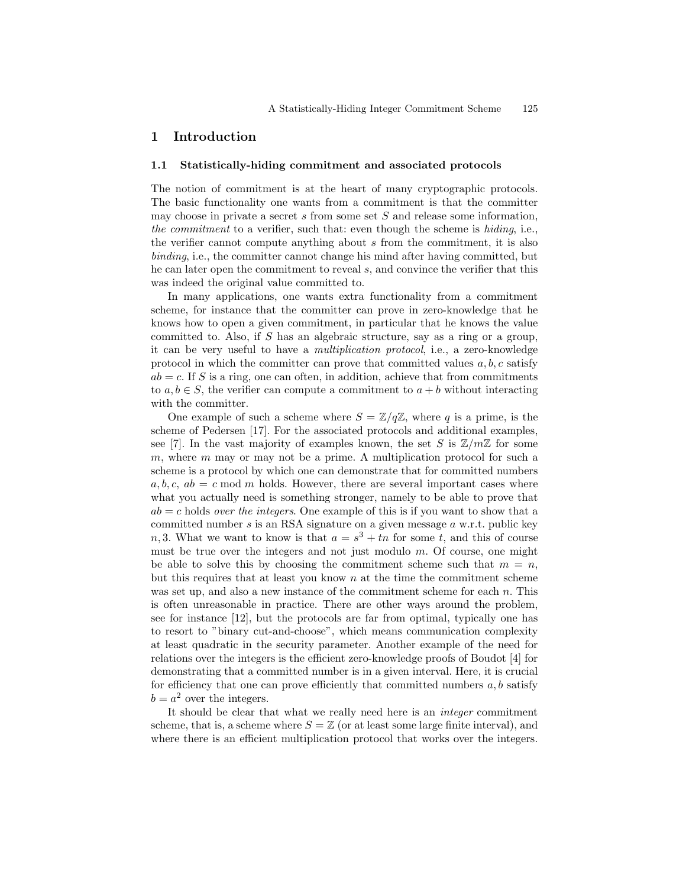# 1 Introduction

### 1.1 Statistically-hiding commitment and associated protocols

The notion of commitment is at the heart of many cryptographic protocols. The basic functionality one wants from a commitment is that the committer may choose in private a secret $s$ from some set $S$ and release some information, *the commitment* to a verifier, such that: even though the scheme is *hiding*, i.e., the verifier cannot compute anything about $s$ from the commitment, it is also *binding*, i.e., the committer cannot change his mind after having committed, but he can later open the commitment to reveal $s$, and convince the verifier that this was indeed the original value committed to.

In many applications, one wants extra functionality from a commitment scheme, for instance that the committer can prove in zero-knowledge that he knows how to open a given commitment, in particular that he knows the value committed to. Also, if $S$ has an algebraic structure, say as a ring or a group, it can be very useful to have a *multiplication protocol*, i.e., a zero-knowledge protocol in which the committer can prove that committed values $a, b, c$ satisfy $ab = c$. If $S$ is a ring, one can often, in addition, achieve that from commitments to $a, b \in S$, the verifier can compute a commitment to $a + b$ without interacting with the committer.

One example of such a scheme where $S = \mathbb{Z}/q\mathbb{Z}$, where $q$ is a prime, is the scheme of Pedersen [17]. For the associated protocols and additional examples, see [7]. In the vast majority of examples known, the set $S$ is $\mathbb{Z}/m\mathbb{Z}$ for some $m$, where $m$ may or may not be a prime. A multiplication protocol for such a scheme is a protocol by which one can demonstrate that for committed numbers $a, b, c$, $ab = c \bmod m$ holds. However, there are several important cases where what you actually need is something stronger, namely to be able to prove that $ab = c$ holds *over the integers*. One example of this is if you want to show that a committed number $s$ is an RSA signature on a given message $a$ w.r.t. public key $n, 3$. What we want to know is that $a = s^3 + tn$ for some $t$, and this of course must be true over the integers and not just modulo $m$. Of course, one might be able to solve this by choosing the commitment scheme such that $m = n$, but this requires that at least you know $n$ at the time the commitment scheme was set up, and also a new instance of the commitment scheme for each $n$. This is often unreasonable in practice. There are other ways around the problem, see for instance [12], but the protocols are far from optimal, typically one has to resort to "binary cut-and-choose", which means communication complexity at least quadratic in the security parameter. Another example of the need for relations over the integers is the efficient zero-knowledge proofs of Boudot [4] for demonstrating that a committed number is in a given interval. Here, it is crucial for efficiency that one can prove efficiently that committed numbers $a, b$ satisfy $b = a^2$ over the integers.

It should be clear that what we really need here is an *integer* commitment scheme, that is, a scheme where $S = \mathbb{Z}$ (or at least some large finite interval), and where there is an efficient multiplication protocol that works over the integers.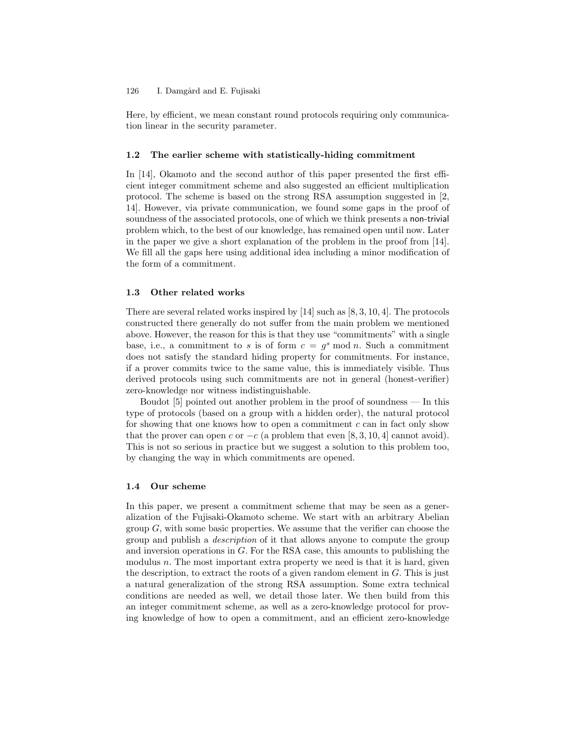Here, by efficient, we mean constant round protocols requiring only communication linear in the security parameter.

### 1.2 The earlier scheme with statistically-hiding commitment

In [14], Okamoto and the second author of this paper presented the first efficient integer commitment scheme and also suggested an efficient multiplication protocol. The scheme is based on the strong RSA assumption suggested in [2, 14]. However, via private communication, we found some gaps in the proof of soundness of the associated protocols, one of which we think presents a non-trivial problem which, to the best of our knowledge, has remained open until now. Later in the paper we give a short explanation of the problem in the proof from [14]. We fill all the gaps here using additional idea including a minor modification of the form of a commitment.

### 1.3 Other related works

There are several related works inspired by [14] such as [8, 3, 10, 4]. The protocols constructed there generally do not suffer from the main problem we mentioned above. However, the reason for this is that they use "commitments" with a single base, i.e., a commitment to $s$ is of form $c = g^s \bmod n$. Such a commitment does not satisfy the standard hiding property for commitments. For instance, if a prover commits twice to the same value, this is immediately visible. Thus derived protocols using such commitments are not in general (honest-verifier) zero-knowledge nor witness indistinguishable.

Boudot [5] pointed out another problem in the proof of soundness — In this type of protocols (based on a group with a hidden order), the natural protocol for showing that one knows how to open a commitment $c$ can in fact only show that the prover can open $c$ or $-c$ (a problem that even [8, 3, 10, 4] cannot avoid). This is not so serious in practice but we suggest a solution to this problem too, by changing the way in which commitments are opened.

### 1.4 Our scheme

In this paper, we present a commitment scheme that may be seen as a generalization of the Fujisaki-Okamoto scheme. We start with an arbitrary Abelian group $G$, with some basic properties. We assume that the verifier can choose the group and publish a *description* of it that allows anyone to compute the group and inversion operations in $G$. For the RSA case, this amounts to publishing the modulus $n$. The most important extra property we need is that it is hard, given the description, to extract the roots of a given random element in $G$. This is just a natural generalization of the strong RSA assumption. Some extra technical conditions are needed as well, we detail those later. We then build from this an integer commitment scheme, as well as a zero-knowledge protocol for proving knowledge of how to open a commitment, and an efficient zero-knowledge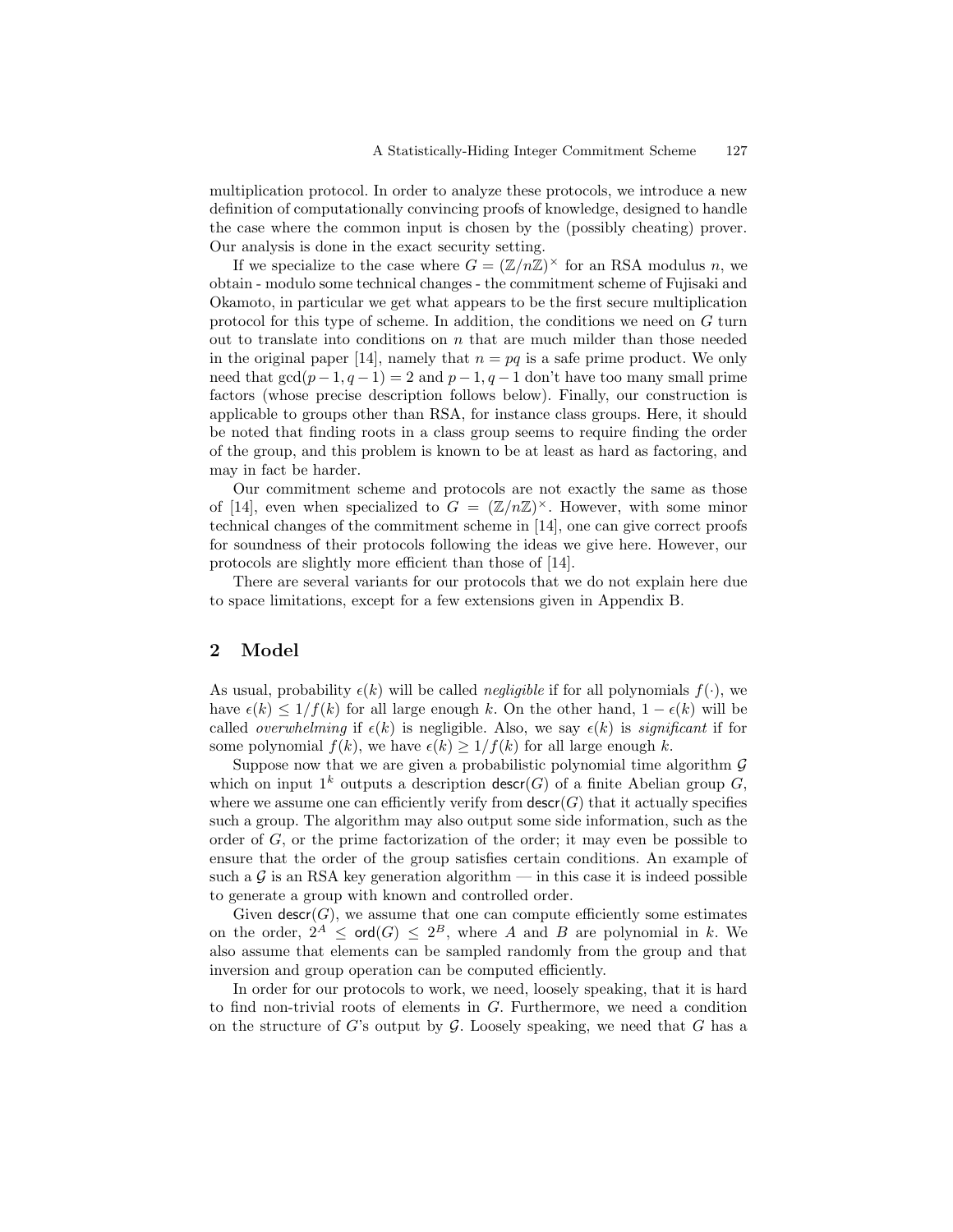multiplication protocol. In order to analyze these protocols, we introduce a new definition of computationally convincing proofs of knowledge, designed to handle the case where the common input is chosen by the (possibly cheating) prover. Our analysis is done in the exact security setting.

If we specialize to the case where $G = (\mathbb{Z}/n\mathbb{Z})^\times$ for an RSA modulus $n$, we obtain - modulo some technical changes - the commitment scheme of Fujisaki and Okamoto, in particular we get what appears to be the first secure multiplication protocol for this type of scheme. In addition, the conditions we need on $G$ turn out to translate into conditions on $n$ that are much milder than those needed in the original paper [14], namely that $n = pq$ is a safe prime product. We only need that $\gcd(p-1, q-1) = 2$ and $p-1, q-1$ don't have too many small prime factors (whose precise description follows below). Finally, our construction is applicable to groups other than RSA, for instance class groups. Here, it should be noted that finding roots in a class group seems to require finding the order of the group, and this problem is known to be at least as hard as factoring, and may in fact be harder.

Our commitment scheme and protocols are not exactly the same as those of [14], even when specialized to $G = (\mathbb{Z}/n\mathbb{Z})^\times$. However, with some minor technical changes of the commitment scheme in [14], one can give correct proofs for soundness of their protocols following the ideas we give here. However, our protocols are slightly more efficient than those of [14].

There are several variants for our protocols that we do not explain here due to space limitations, except for a few extensions given in Appendix B.

## 2 Model

As usual, probability $\epsilon(k)$ will be called *negligible* if for all polynomials $f(\cdot)$, we have $\epsilon(k) \le 1/f(k)$ for all large enough $k$. On the other hand, $1 - \epsilon(k)$ will be called *overwhelming* if $\epsilon(k)$ is negligible. Also, we say $\epsilon(k)$ is *significant* if for some polynomial $f(k)$, we have $\epsilon(k) \ge 1/f(k)$ for all large enough $k$.

Suppose now that we are given a probabilistic polynomial time algorithm $\mathcal{G}$ which on input $1^k$ outputs a description $\mathsf{descr}(G)$ of a finite Abelian group $G$, where we assume one can efficiently verify from $\mathsf{descr}(G)$ that it actually specifies such a group. The algorithm may also output some side information, such as the order of $G$, or the prime factorization of the order; it may even be possible to ensure that the order of the group satisfies certain conditions. An example of such a $\mathcal{G}$ is an RSA key generation algorithm — in this case it is indeed possible to generate a group with known and controlled order.

Given $\mathsf{descr}(G)$, we assume that one can compute efficiently some estimates on the order, $2^A \le \mathsf{ord}(G) \le 2^B$, where $A$ and $B$ are polynomial in $k$. We also assume that elements can be sampled randomly from the group and that inversion and group operation can be computed efficiently.

In order for our protocols to work, we need, loosely speaking, that it is hard to find non-trivial roots of elements in $G$. Furthermore, we need a condition on the structure of $G$'s output by $\mathcal{G}$. Loosely speaking, we need that $G$ has a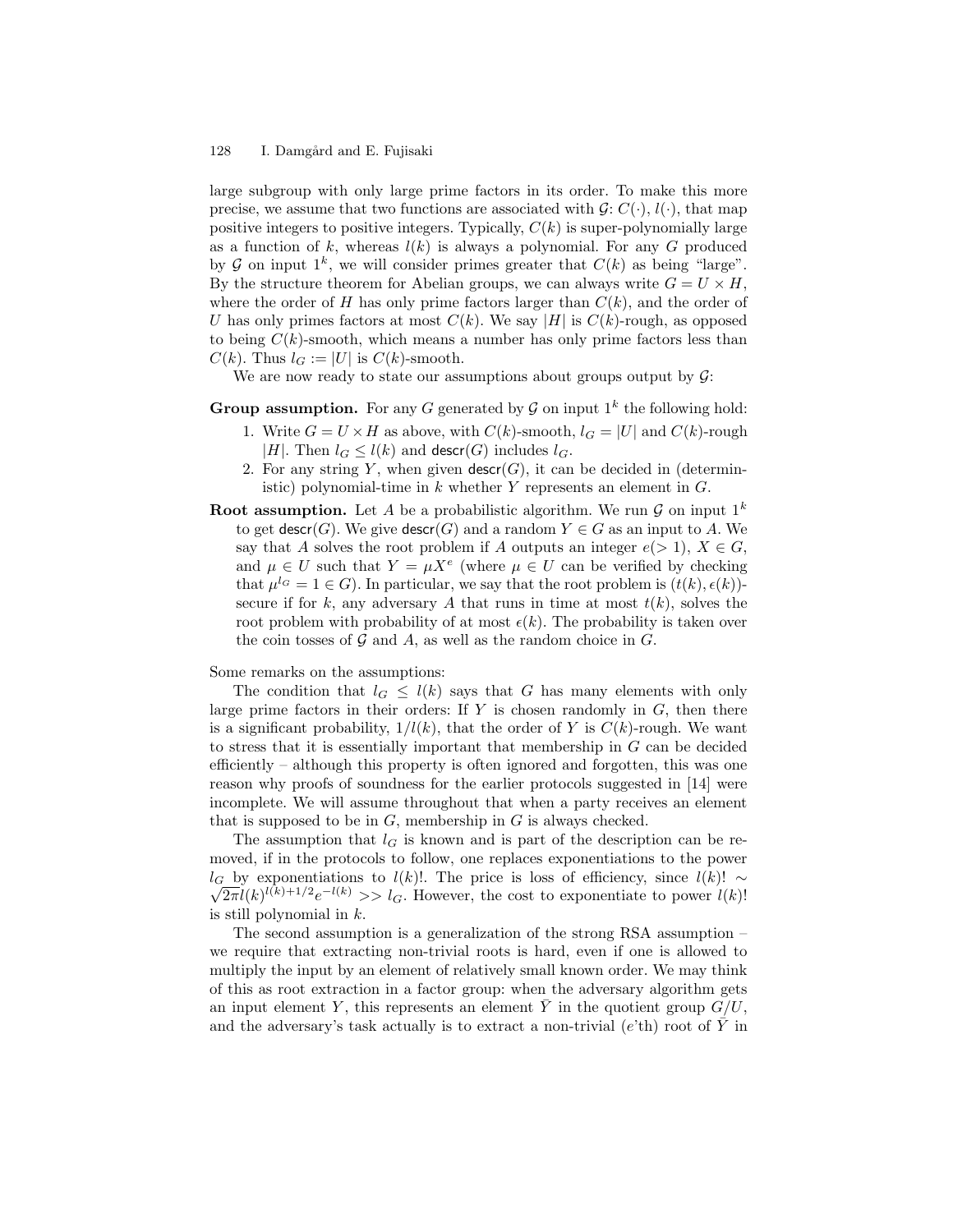large subgroup with only large prime factors in its order. To make this more precise, we assume that two functions are associated with $\mathcal{G}$: $C(\cdot)$, $l(\cdot)$, that map positive integers to positive integers. Typically, $C(k)$ is super-polynomially large as a function of $k$, whereas $l(k)$ is always a polynomial. For any $G$ produced by $\mathcal{G}$ on input $1^k$, we will consider primes greater that $C(k)$ as being "large". By the structure theorem for Abelian groups, we can always write $G = U \times H$, where the order of $H$ has only prime factors larger than $C(k)$, and the order of $U$ has only primes factors at most $C(k)$. We say $|H|$ is $C(k)$-rough, as opposed to being $C(k)$-smooth, which means a number has only prime factors less than $C(k)$. Thus $l_G := |U|$ is $C(k)$-smooth.

We are now ready to state our assumptions about groups output by $\mathcal{G}$:

**Group assumption.** For any $G$ generated by $\mathcal{G}$ on input $1^k$ the following hold:

1. Write $G = U \times H$ as above, with $C(k)$-smooth, $l_G = |U|$ and $C(k)$-rough $|H|$. Then $l_G \leq l(k)$ and $\mathsf{descr}(G)$ includes $l_G$.
2. For any string $Y$, when given $\mathsf{descr}(G)$, it can be decided in (deterministic) polynomial-time in $k$ whether $Y$ represents an element in $G$.

**Root assumption.** Let $A$ be a probabilistic algorithm. We run $\mathcal{G}$ on input $1^k$ to get $\mathsf{descr}(G)$. We give $\mathsf{descr}(G)$ and a random $Y \in G$ as an input to $A$. We say that $A$ solves the root problem if $A$ outputs an integer $e(> 1)$, $X \in G$, and $\mu \in U$ such that $Y = \mu X^e$ (where $\mu \in U$ can be verified by checking that $\mu^{l_G} = 1 \in G$). In particular, we say that the root problem is $(t(k), \epsilon(k))$-secure if for $k$, any adversary $A$ that runs in time at most $t(k)$, solves the root problem with probability of at most $\epsilon(k)$. The probability is taken over the coin tosses of $\mathcal{G}$ and $A$, as well as the random choice in $G$.

Some remarks on the assumptions:

The condition that $l_G \leq l(k)$ says that $G$ has many elements with only large prime factors in their orders: If $Y$ is chosen randomly in $G$, then there is a significant probability, $1/l(k)$, that the order of $Y$ is $C(k)$-rough. We want to stress that it is essentially important that membership in $G$ can be decided efficiently – although this property is often ignored and forgotten, this was one reason why proofs of soundness for the earlier protocols suggested in [14] were incomplete. We will assume throughout that when a party receives an element that is supposed to be in $G$, membership in $G$ is always checked.

The assumption that $l_G$ is known and is part of the description can be removed, if in the protocols to follow, one replaces exponentiations to the power $l_G$ by exponentiations to $l(k)!$. The price is loss of efficiency, since $l(k)! \sim \sqrt{2\pi} l(k)^{l(k)+1/2} e^{-l(k)} >> l_G$. However, the cost to exponentiate to power $l(k)!$ is still polynomial in $k$.

The second assumption is a generalization of the strong RSA assumption – we require that extracting non-trivial roots is hard, even if one is allowed to multiply the input by an element of relatively small known order. We may think of this as root extraction in a factor group: when the adversary algorithm gets an input element $Y$, this represents an element $\bar{Y}$ in the quotient group $G/U$, and the adversary's task actually is to extract a non-trivial ($e$'th) root of $\bar{Y}$ in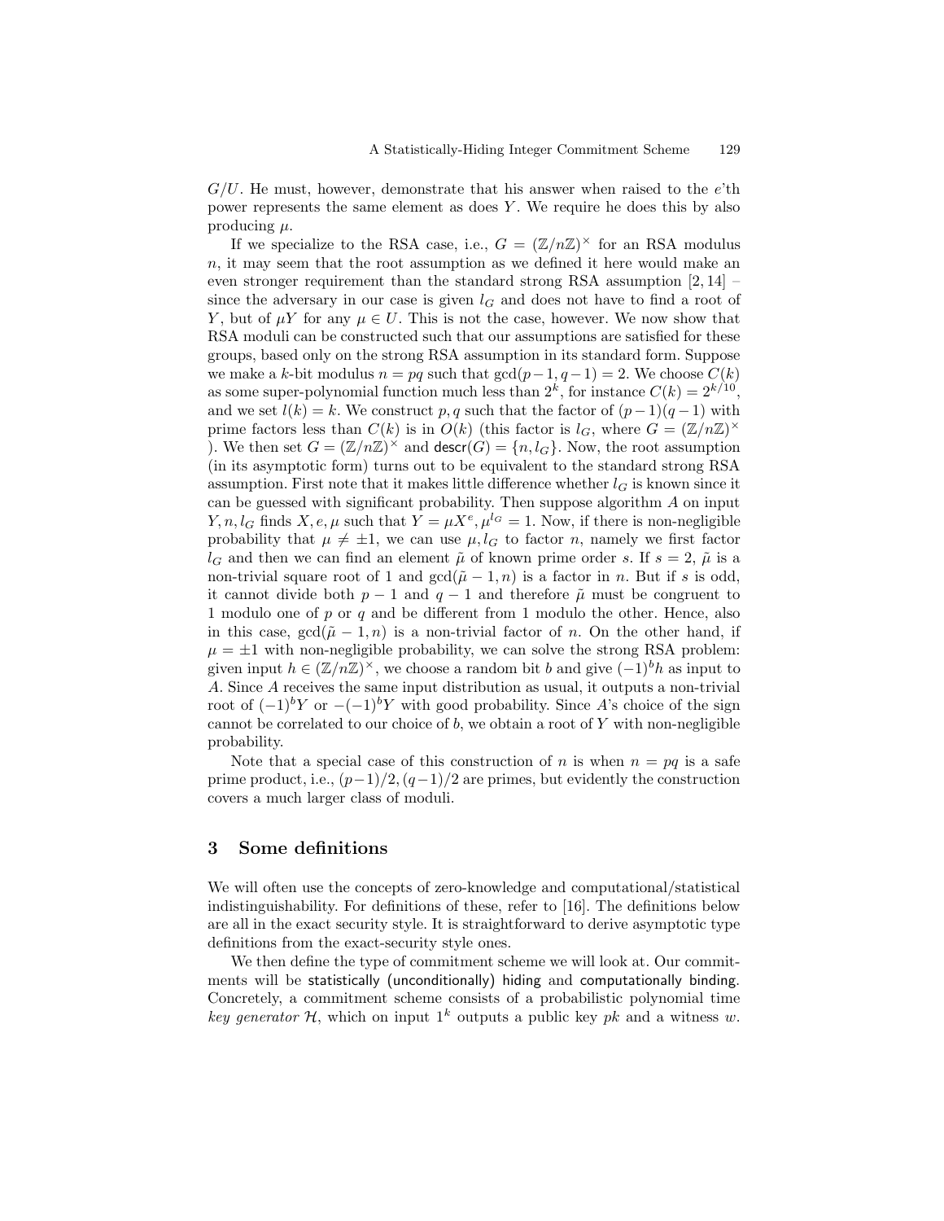$G/U$. He must, however, demonstrate that his answer when raised to the $e$'th power represents the same element as does $Y$. We require he does this by also producing $\mu$.

If we specialize to the RSA case, i.e., $G = (\mathbb{Z}/n\mathbb{Z})^\times$ for an RSA modulus $n$, it may seem that the root assumption as we defined it here would make an even stronger requirement than the standard strong RSA assumption [2, 14] – since the adversary in our case is given $l_G$ and does not have to find a root of $Y$, but of $\mu Y$ for any $\mu \in U$. This is not the case, however. We now show that RSA moduli can be constructed such that our assumptions are satisfied for these groups, based only on the strong RSA assumption in its standard form. Suppose we make a $k$-bit modulus $n = pq$ such that $\gcd(p-1, q-1) = 2$. We choose $C(k)$ as some super-polynomial function much less than $2^k$, for instance $C(k) = 2^{k/10}$, and we set $l(k) = k$. We construct $p, q$ such that the factor of $(p-1)(q-1)$ with prime factors less than $C(k)$ is in $O(k)$ (this factor is $l_G$, where $G = (\mathbb{Z}/n\mathbb{Z})^\times$ ). We then set $G = (\mathbb{Z}/n\mathbb{Z})^\times$ and $\mathsf{descr}(G) = \{n, l_G\}$. Now, the root assumption (in its asymptotic form) turns out to be equivalent to the standard strong RSA assumption. First note that it makes little difference whether $l_G$ is known since it can be guessed with significant probability. Then suppose algorithm $A$ on input $Y, n, l_G$ finds $X, e, \mu$ such that $Y = \mu X^e, \mu^{l_G} = 1$. Now, if there is non-negligible probability that $\mu \neq \pm 1$, we can use $\mu, l_G$ to factor $n$, namely we first factor $l_G$ and then we can find an element $\tilde{\mu}$ of known prime order $s$. If $s = 2$, $\tilde{\mu}$ is a non-trivial square root of 1 and $\gcd(\tilde{\mu} - 1, n)$ is a factor in $n$. But if $s$ is odd, it cannot divide both $p - 1$ and $q - 1$ and therefore $\tilde{\mu}$ must be congruent to 1 modulo one of $p$ or $q$ and be different from 1 modulo the other. Hence, also in this case, $\gcd(\tilde{\mu} - 1, n)$ is a non-trivial factor of $n$. On the other hand, if $\mu = \pm 1$ with non-negligible probability, we can solve the strong RSA problem: given input $h \in (\mathbb{Z}/n\mathbb{Z})^\times$, we choose a random bit $b$ and give $(-1)^b h$ as input to $A$. Since $A$ receives the same input distribution as usual, it outputs a non-trivial root of $(-1)^b Y$ or $-(-1)^b Y$ with good probability. Since $A$'s choice of the sign cannot be correlated to our choice of $b$, we obtain a root of $Y$ with non-negligible probability.

Note that a special case of this construction of $n$ is when $n = pq$ is a safe prime product, i.e., $(p-1)/2, (q-1)/2$ are primes, but evidently the construction covers a much larger class of moduli.

## 3 Some definitions

We will often use the concepts of zero-knowledge and computational/statistical indistinguishability. For definitions of these, refer to [16]. The definitions below are all in the exact security style. It is straightforward to derive asymptotic type definitions from the exact-security style ones.

We then define the type of commitment scheme we will look at. Our commitments will be statistically (unconditionally) hiding and computationally binding. Concretely, a commitment scheme consists of a probabilistic polynomial time *key generator* $\mathcal{H}$, which on input $1^k$ outputs a public key $pk$ and a witness $w$.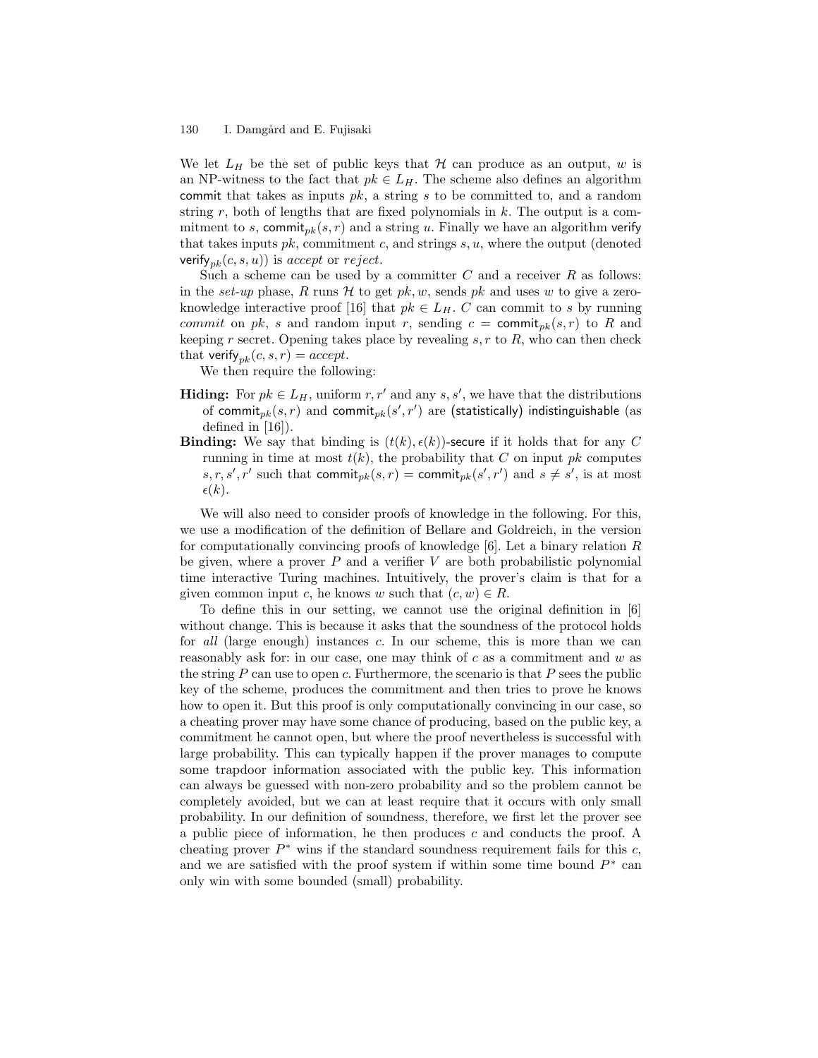We let $L_H$ be the set of public keys that $\mathcal{H}$ can produce as an output, $w$ is an NP-witness to the fact that $pk \in L_H$. The scheme also defines an algorithm commit that takes as inputs $pk$, a string $s$ to be committed to, and a random string $r$, both of lengths that are fixed polynomials in $k$. The output is a commitment to $s$, $\mathsf{commit}_{pk}(s, r)$ and a string $u$. Finally we have an algorithm verify that takes inputs $pk$, commitment $c$, and strings $s, u$, where the output (denoted $\mathsf{verify}_{pk}(c, s, u)$) is *accept* or *reject*.

Such a scheme can be used by a committer $C$ and a receiver $R$ as follows: in the *set-up* phase, $R$ runs $\mathcal{H}$ to get $pk, w$, sends $pk$ and uses $w$ to give a zero-knowledge interactive proof [16] that $pk \in L_H$. $C$ can commit to $s$ by running *commit* on $pk$, $s$ and random input $r$, sending $c = \mathsf{commit}_{pk}(s, r)$ to $R$ and keeping $r$ secret. Opening takes place by revealing $s, r$ to $R$, who can then check that $\mathsf{verify}_{pk}(c, s, r) = accept$.

We then require the following:

- **Hiding:** For $pk \in L_H$, uniform $r, r'$ and any $s, s'$, we have that the distributions of $\mathsf{commit}_{pk}(s, r)$ and $\mathsf{commit}_{pk}(s', r')$ are (statistically) indistinguishable (as defined in [16]).
- **Binding:** We say that binding is $(t(k), \epsilon(k))$-secure if it holds that for any $C$ running in time at most $t(k)$, the probability that $C$ on input $pk$ computes $s, r, s', r'$ such that $\mathsf{commit}_{pk}(s, r) = \mathsf{commit}_{pk}(s', r')$ and $s \neq s'$, is at most $\epsilon(k)$.

We will also need to consider proofs of knowledge in the following. For this, we use a modification of the definition of Bellare and Goldreich, in the version for computationally convincing proofs of knowledge [6]. Let a binary relation $R$ be given, where a prover $P$ and a verifier $V$ are both probabilistic polynomial time interactive Turing machines. Intuitively, the prover's claim is that for a given common input $c$, he knows $w$ such that $(c, w) \in R$.

To define this in our setting, we cannot use the original definition in [6] without change. This is because it asks that the soundness of the protocol holds for *all* (large enough) instances $c$. In our scheme, this is more than we can reasonably ask for: in our case, one may think of $c$ as a commitment and $w$ as the string $P$ can use to open $c$. Furthermore, the scenario is that $P$ sees the public key of the scheme, produces the commitment and then tries to prove he knows how to open it. But this proof is only computationally convincing in our case, so a cheating prover may have some chance of producing, based on the public key, a commitment he cannot open, but where the proof nevertheless is successful with large probability. This can typically happen if the prover manages to compute some trapdoor information associated with the public key. This information can always be guessed with non-zero probability and so the problem cannot be completely avoided, but we can at least require that it occurs with only small probability. In our definition of soundness, therefore, we first let the prover see a public piece of information, he then produces $c$ and conducts the proof. A cheating prover $P^*$ wins if the standard soundness requirement fails for this $c$, and we are satisfied with the proof system if within some time bound $P^*$ can only win with some bounded (small) probability.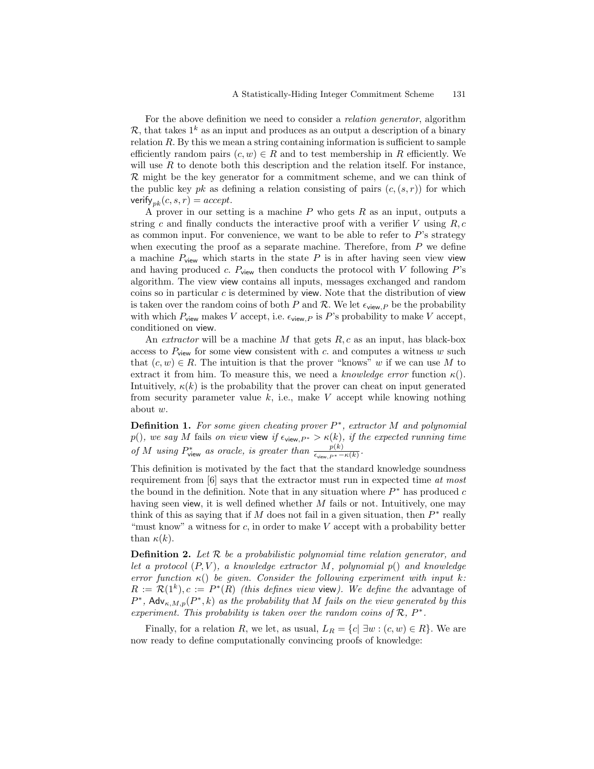For the above definition we need to consider a *relation generator*, algorithm $\mathcal{R}$, that takes $1^k$ as an input and produces as an output a description of a binary relation $R$. By this we mean a string containing information is sufficient to sample efficiently random pairs $(c, w) \in R$ and to test membership in $R$ efficiently. We will use $R$ to denote both this description and the relation itself. For instance, $\mathcal{R}$ might be the key generator for a commitment scheme, and we can think of the public key $pk$ as defining a relation consisting of pairs $(c, (s, r))$ for which $\mathsf{verify}_{pk}(c, s, r) = accept$.

A prover in our setting is a machine $P$ who gets $R$ as an input, outputs a string $c$ and finally conducts the interactive proof with a verifier $V$ using $R, c$ as common input. For convenience, we want to be able to refer to $P$'s strategy when executing the proof as a separate machine. Therefore, from $P$ we define a machine $P_{\mathsf{view}}$ which starts in the state $P$ is in after having seen view $\mathsf{view}$ and having produced $c$. $P_{\mathsf{view}}$ then conducts the protocol with $V$ following $P$'s algorithm. The view $\mathsf{view}$ contains all inputs, messages exchanged and random coins so in particular $c$ is determined by $\mathsf{view}$. Note that the distribution of $\mathsf{view}$ is taken over the random coins of both $P$ and $\mathcal{R}$. We let $\epsilon_{\mathsf{view},P}$ be the probability with which $P_{\mathsf{view}}$ makes $V$ accept, i.e. $\epsilon_{\mathsf{view},P}$ is $P$'s probability to make $V$ accept, conditioned on $\mathsf{view}$.

An *extractor* will be a machine $M$ that gets $R, c$ as an input, has black-box access to $P_{\mathsf{view}}$ for some $\mathsf{view}$ consistent with $c$. and computes a witness $w$ such that $(c, w) \in R$. The intuition is that the prover "knows" $w$ if we can use $M$ to extract it from him. To measure this, we need a *knowledge error* function $\kappa()$. Intuitively, $\kappa(k)$ is the probability that the prover can cheat on input generated from security parameter value $k$, i.e., make $V$ accept while knowing nothing about $w$.

**Definition 1.** *For some given cheating prover $P^*$, extractor $M$ and polynomial $p()$, we say $M$* fails *on view* $\mathsf{view}$ *if $\epsilon_{\mathsf{view},P^*} > \kappa(k)$, if the expected running time of $M$ using $P^*_{\mathsf{view}}$ as oracle, is greater than $\frac{p(k)}{\epsilon_{\mathsf{view},P^*} - \kappa(k)}$.*

This definition is motivated by the fact that the standard knowledge soundness requirement from [6] says that the extractor must run in expected time *at most* the bound in the definition. Note that in any situation where $P^*$ has produced $c$ having seen $\mathsf{view}$, it is well defined whether $M$ fails or not. Intuitively, one may think of this as saying that if $M$ does not fail in a given situation, then $P^*$ really "must know" a witness for $c$, in order to make $V$ accept with a probability better than $\kappa(k)$.

**Definition 2.** *Let $\mathcal{R}$ be a probabilistic polynomial time relation generator, and let a protocol $(P, V)$, a knowledge extractor $M$, polynomial $p()$ and knowledge error function $\kappa()$ be given. Consider the following experiment with input $k$: $R := \mathcal{R}(1^k), c := P^*(R)$ (this defines view* $\mathsf{view}$*). We define the* advantage *of $P^*$, $\mathsf{Adv}_{\kappa,M,p}(P^*, k)$ as the probability that $M$ fails on the view generated by this experiment. This probability is taken over the random coins of $\mathcal{R}$, $P^*$.*

Finally, for a relation $R$, we let, as usual, $L_R = \{c \mid \exists w : (c, w) \in R\}$. We are now ready to define computationally convincing proofs of knowledge: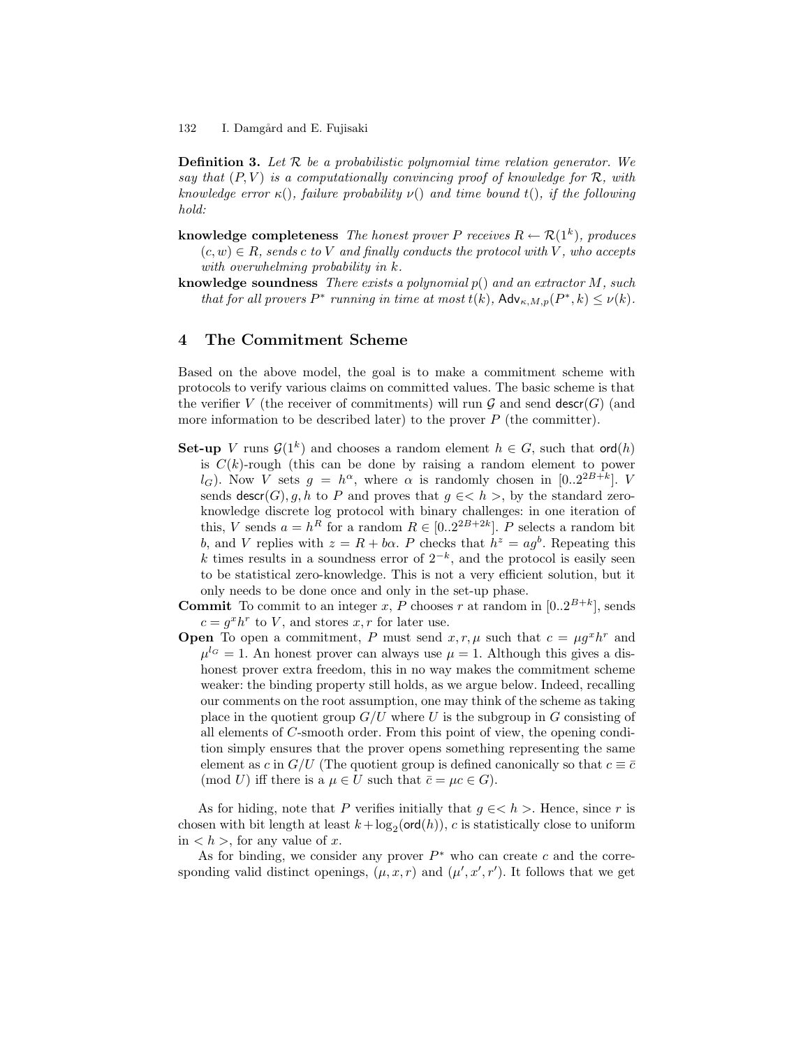**Definition 3.** *Let $\mathcal{R}$ be a probabilistic polynomial time relation generator. We say that $(P, V)$ is a computationally convincing proof of knowledge for $\mathcal{R}$, with knowledge error $\kappa()$, failure probability $\nu()$ and time bound $t()$, if the following hold:*

**knowledge completeness** *The honest prover $P$ receives $R \leftarrow \mathcal{R}(1^k)$, produces $(c, w) \in R$, sends $c$ to $V$ and finally conducts the protocol with $V$, who accepts with overwhelming probability in $k$.*

**knowledge soundness** *There exists a polynomial $p()$ and an extractor $M$, such that for all provers $P^*$ running in time at most $t(k)$, $\mathsf{Adv}_{\kappa,M,p}(P^*, k) \leq \nu(k)$.*

## 4 The Commitment Scheme

Based on the above model, the goal is to make a commitment scheme with protocols to verify various claims on committed values. The basic scheme is that the verifier $V$ (the receiver of commitments) will run $\mathcal{G}$ and send $\mathsf{descr}(G)$ (and more information to be described later) to the prover $P$ (the committer).

**Set-up** $V$ runs $\mathcal{G}(1^k)$ and chooses a random element $h \in G$, such that $\mathsf{ord}(h)$ is $C(k)$-rough (this can be done by raising a random element to power $l_G$). Now $V$ sets $g = h^\alpha$, where $\alpha$ is randomly chosen in $[0..2^{2B+k}]$. $V$ sends $\mathsf{descr}(G), g, h$ to $P$ and proves that $g \in < h >$, by the standard zero-knowledge discrete log protocol with binary challenges: in one iteration of this, $V$ sends $a = h^R$ for a random $R \in [0..2^{2B+2k}]$. $P$ selects a random bit $b$, and $V$ replies with $z = R + b\alpha$. $P$ checks that $h^z = ag^b$. Repeating this $k$ times results in a soundness error of $2^{-k}$, and the protocol is easily seen to be statistical zero-knowledge. This is not a very efficient solution, but it only needs to be done once and only in the set-up phase.

**Commit** To commit to an integer $x$, $P$ chooses $r$ at random in $[0..2^{B+k}]$, sends $c = g^x h^r$ to $V$, and stores $x, r$ for later use.

**Open** To open a commitment, $P$ must send $x, r, \mu$ such that $c = \mu g^x h^r$ and $\mu^{l_G} = 1$. An honest prover can always use $\mu = 1$. Although this gives a dishonest prover extra freedom, this in no way makes the commitment scheme weaker: the binding property still holds, as we argue below. Indeed, recalling our comments on the root assumption, one may think of the scheme as taking place in the quotient group $G/U$ where $U$ is the subgroup in $G$ consisting of all elements of $C$-smooth order. From this point of view, the opening condition simply ensures that the prover opens something representing the same element as $c$ in $G/U$ (The quotient group is defined canonically so that $c \equiv \bar{c} \pmod{U}$ iff there is a $\mu \in U$ such that $\bar{c} = \mu c \in G$).

As for hiding, note that $P$ verifies initially that $g \in < h >$. Hence, since $r$ is chosen with bit length at least $k + \log_2(\mathsf{ord}(h))$, $c$ is statistically close to uniform in $< h >$, for any value of $x$.

As for binding, we consider any prover $P^*$ who can create $c$ and the corresponding valid distinct openings, $(\mu, x, r)$ and $(\mu', x', r')$. It follows that we get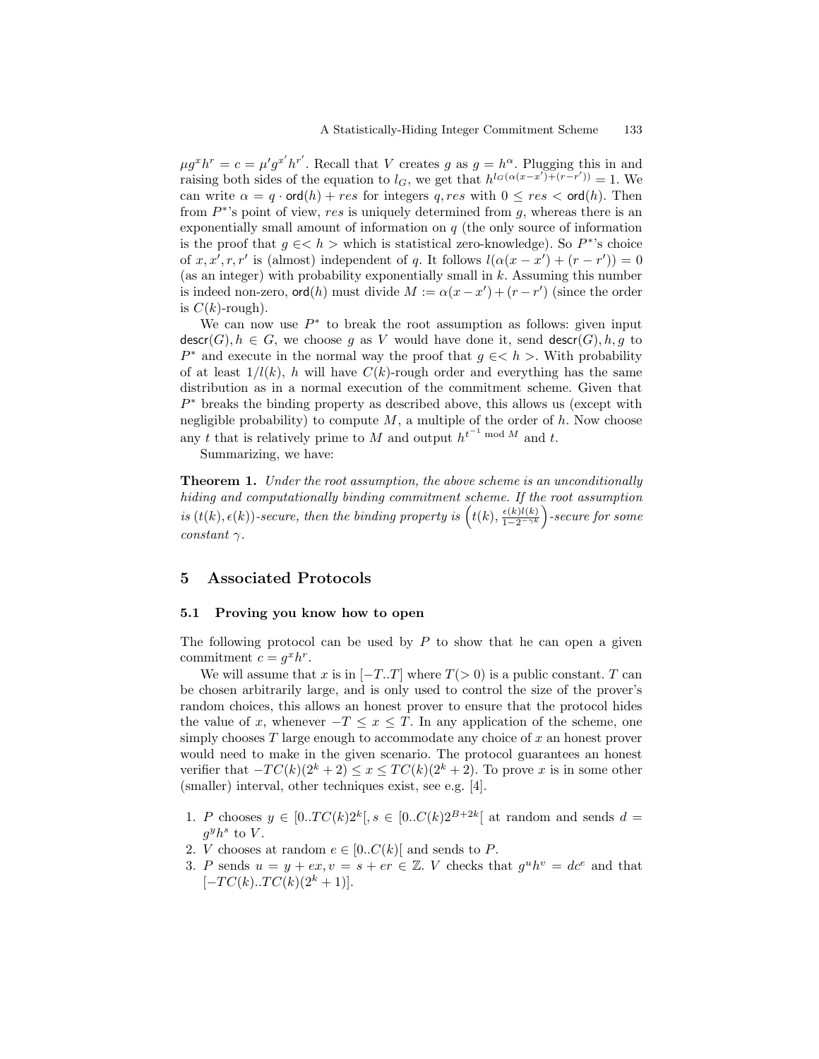$\mu g^x h^r = c = \mu' g^{x'} h^{r'}$. Recall that $V$ creates $g$ as $g = h^\alpha$. Plugging this in and raising both sides of the equation to $l_G$, we get that $h^{l_G(\alpha(x-x')+(r-r'))} = 1$. We can write $\alpha = q \cdot \mathsf{ord}(h) + res$ for integers $q, res$ with $0 \leq res < \mathsf{ord}(h)$. Then from $P^*$'s point of view, $res$ is uniquely determined from $g$, whereas there is an exponentially small amount of information on $q$ (the only source of information is the proof that $g \in < h >$ which is statistical zero-knowledge). So $P^*$'s choice of $x, x', r, r'$ is (almost) independent of $q$. It follows $l(\alpha(x-x')+(r-r')) = 0$ (as an integer) with probability exponentially small in $k$. Assuming this number is indeed non-zero, $\mathsf{ord}(h)$ must divide $M := \alpha(x-x')+(r-r')$ (since the order is $C(k)$-rough).

We can now use $P^*$ to break the root assumption as follows: given input $\mathsf{descr}(G), h \in G$, we choose $g$ as $V$ would have done it, send $\mathsf{descr}(G), h, g$ to $P^*$ and execute in the normal way the proof that $g \in < h >$. With probability of at least $1/l(k)$, $h$ will have $C(k)$-rough order and everything has the same distribution as in a normal execution of the commitment scheme. Given that $P^*$ breaks the binding property as described above, this allows us (except with negligible probability) to compute $M$, a multiple of the order of $h$. Now choose any $t$ that is relatively prime to $M$ and output $h^{t^{-1} \bmod M}$ and $t$.

Summarizing, we have:

**Theorem 1.** *Under the root assumption, the above scheme is an unconditionally hiding and computationally binding commitment scheme. If the root assumption is $(t(k), \epsilon(k))$-secure, then the binding property is $\left(t(k), \frac{\epsilon(k)l(k)}{1-2^{-\gamma k}}\right)$-secure for some constant $\gamma$.*

## 5 Associated Protocols

### 5.1 Proving you know how to open

The following protocol can be used by $P$ to show that he can open a given commitment $c = g^x h^r$.

We will assume that $x$ is in $[-T..T]$ where $T (> 0)$ is a public constant. $T$ can be chosen arbitrarily large, and is only used to control the size of the prover's random choices, this allows an honest prover to ensure that the protocol hides the value of $x$, whenever $-T \leq x \leq T$. In any application of the scheme, one simply chooses $T$ large enough to accommodate any choice of $x$ an honest prover would need to make in the given scenario. The protocol guarantees an honest verifier that $-TC(k)(2^k+2) \leq x \leq TC(k)(2^k+2)$. To prove $x$ is in some other (smaller) interval, other techniques exist, see e.g. [4].

1. $P$ chooses $y \in [0..TC(k)2^k[, s \in [0..C(k)2^{B+2k}[$ at random and sends $d = g^y h^s$ to $V$.
2. $V$ chooses at random $e \in [0..C(k)[$ and sends to $P$.
3. $P$ sends $u = y + ex, v = s + er \in \mathbb{Z}$. $V$ checks that $g^u h^v = dc^e$ and that $[-TC(k)..TC(k)(2^k+1)]$.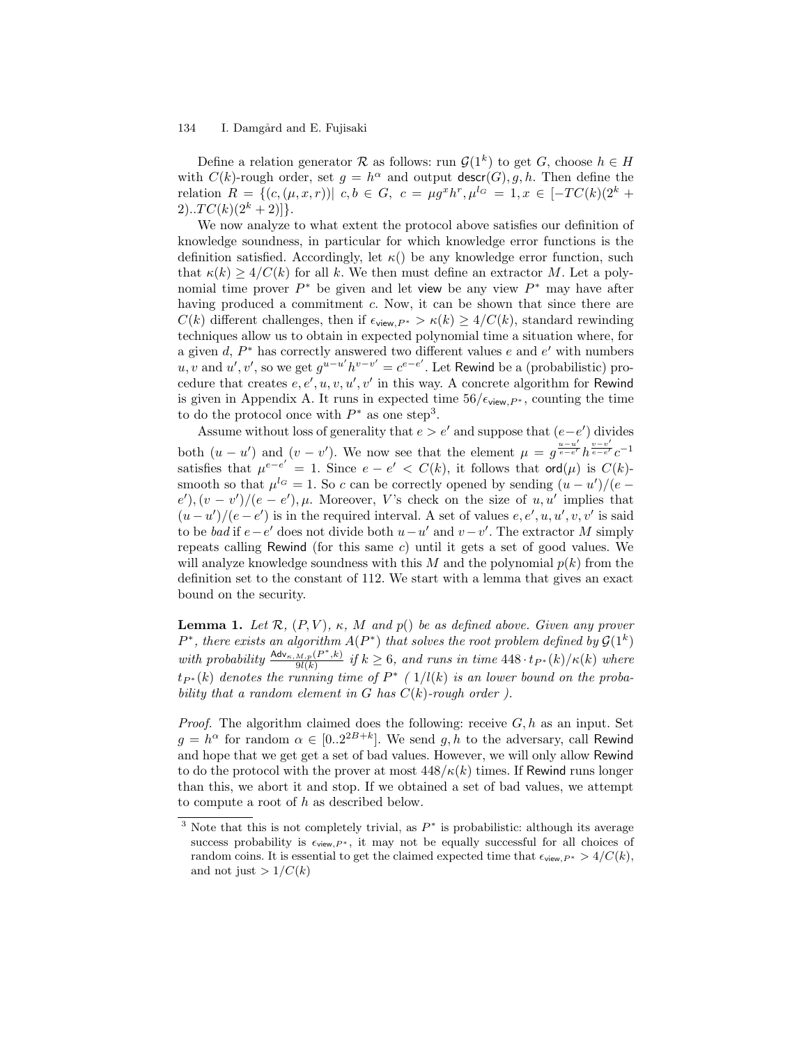Define a relation generator $\mathcal{R}$ as follows: run $\mathcal{G}(1^k)$ to get $G$, choose $h \in H$ with $C(k)$-rough order, set $g = h^{\alpha}$ and output $\mathsf{descr}(G), g, h$. Then define the relation $R = \{(c, (\mu, x, r)) | \ c, b \in G, \ c = \mu g^x h^r, \mu^{l_G} = 1, x \in [-TC(k)(2^k + 2)..TC(k)(2^k + 2)]\}$.

We now analyze to what extent the protocol above satisfies our definition of knowledge soundness, in particular for which knowledge error functions is the definition satisfied. Accordingly, let $\kappa()$ be any knowledge error function, such that $\kappa(k) \geq 4/C(k)$ for all $k$. We then must define an extractor $M$. Let a polynomial time prover $P^*$ be given and let $\mathsf{view}$ be any view $P^*$ may have after having produced a commitment $c$. Now, it can be shown that since there are $C(k)$ different challenges, then if $\epsilon_{\mathsf{view},P^*} > \kappa(k) \geq 4/C(k)$, standard rewinding techniques allow us to obtain in expected polynomial time a situation where, for a given $d$, $P^*$ has correctly answered two different values $e$ and $e'$ with numbers $u, v$ and $u', v'$, so we get $g^{u-u'} h^{v-v'} = c^{e-e'}$. Let $\mathsf{Rewind}$ be a (probabilistic) procedure that creates $e, e', u, v, u', v'$ in this way. A concrete algorithm for $\mathsf{Rewind}$ is given in Appendix A. It runs in expected time $56/\epsilon_{\mathsf{view},P^*}$, counting the time to do the protocol once with $P^*$ as one step[3].

Assume without loss of generality that $e > e'$ and suppose that $(e-e')$ divides both $(u - u')$ and $(v - v')$. We now see that the element $\mu = g^{\frac{u-u'}{e-e'}} h^{\frac{v-v'}{e-e'}} c^{-1}$ satisfies that $\mu^{e-e'} = 1$. Since $e - e' < C(k)$, it follows that $\mathsf{ord}(\mu)$ is $C(k)$-smooth so that $\mu^{l_G} = 1$. So $c$ can be correctly opened by sending $(u - u')/(e - e'), (v - v')/(e - e'), \mu$. Moreover, $V$'s check on the size of $u, u'$ implies that $(u-u')/(e-e')$ is in the required interval. A set of values $e, e', u, u', v, v'$ is said to be *bad* if $e-e'$ does not divide both $u-u'$ and $v-v'$. The extractor $M$ simply repeats calling $\mathsf{Rewind}$ (for this same $c$) until it gets a set of good values. We will analyze knowledge soundness with this $M$ and the polynomial $p(k)$ from the definition set to the constant of 112. We start with a lemma that gives an exact bound on the security.

**Lemma 1.** *Let $\mathcal{R}$, $(P, V)$, $\kappa$, $M$ and $p()$ be as defined above. Given any prover $P^*$, there exists an algorithm $A(P^*)$ that solves the root problem defined by $\mathcal{G}(1^k)$ with probability $\frac{\mathsf{Adv}_{\kappa,M,p}(P^*,k)}{9l(k)}$ if $k \geq 6$, and runs in time $448 \cdot t_{P^*}(k)/\kappa(k)$ where $t_{P^*}(k)$ denotes the running time of $P^*$ ( $1/l(k)$ is an lower bound on the probability that a random element in $G$ has $C(k)$-rough order ).*

*Proof.* The algorithm claimed does the following: receive $G, h$ as an input. Set $g = h^{\alpha}$ for random $\alpha \in [0..2^{2B+k}]$. We send $g, h$ to the adversary, call $\mathsf{Rewind}$ and hope that we get get a set of bad values. However, we will only allow $\mathsf{Rewind}$ to do the protocol with the prover at most $448/\kappa(k)$ times. If $\mathsf{Rewind}$ runs longer than this, we abort it and stop. If we obtained a set of bad values, we attempt to compute a root of $h$ as described below.

[3] Note that this is not completely trivial, as $P^*$ is probabilistic: although its average success probability is $\epsilon_{\mathsf{view},P^*}$, it may not be equally successful for all choices of random coins. It is essential to get the claimed expected time that $\epsilon_{\mathsf{view},P^*} > 4/C(k)$, and not just $> 1/C(k)$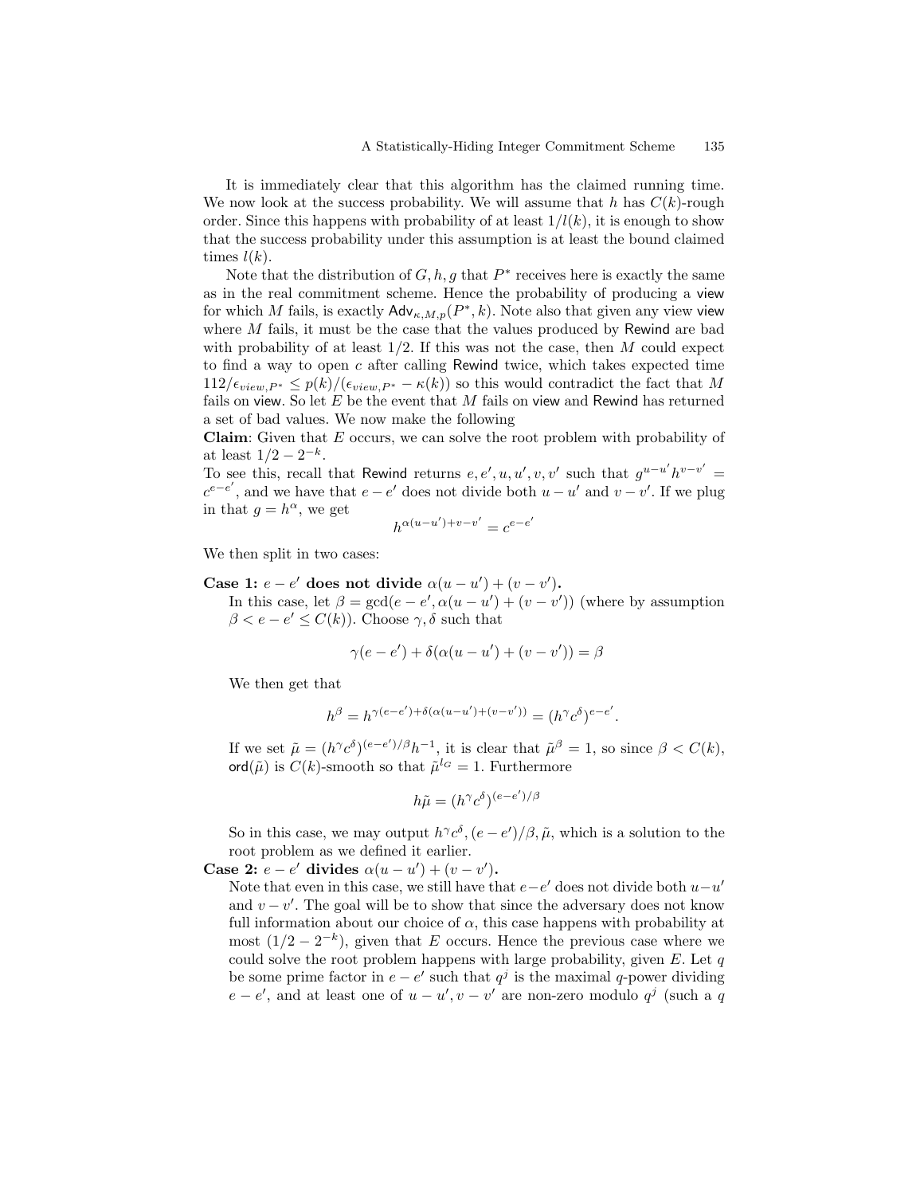It is immediately clear that this algorithm has the claimed running time. We now look at the success probability. We will assume that $h$ has $C(k)$-rough order. Since this happens with probability of at least $1/l(k)$, it is enough to show that the success probability under this assumption is at least the bound claimed times $l(k)$.

Note that the distribution of $G, h, g$ that $P^*$ receives here is exactly the same as in the real commitment scheme. Hence the probability of producing a $\mathsf{view}$ for which $M$ fails, is exactly $\mathsf{Adv}_{\kappa,M,p}(P^*, k)$. Note also that given any view $\mathsf{view}$ where $M$ fails, it must be the case that the values produced by $\mathsf{Rewind}$ are bad with probability of at least $1/2$. If this was not the case, then $M$ could expect to find a way to open $c$ after calling $\mathsf{Rewind}$ twice, which takes expected time $112/\epsilon_{view,P^*} \leq p(k)/(\epsilon_{view,P^*} - \kappa(k))$ so this would contradict the fact that $M$ fails on $\mathsf{view}$. So let $E$ be the event that $M$ fails on $\mathsf{view}$ and $\mathsf{Rewind}$ has returned a set of bad values. We now make the following

**Claim**: Given that $E$ occurs, we can solve the root problem with probability of at least $1/2 - 2^{-k}$.

To see this, recall that $\mathsf{Rewind}$ returns $e, e', u, u', v, v'$ such that $g^{u-u'}h^{v-v'} = c^{e-e'}$, and we have that $e - e'$ does not divide both $u - u'$ and $v - v'$. If we plug in that $g = h^{\alpha}$, we get

$$h^{\alpha(u-u')+v-v'} = c^{e-e'}$$

We then split in two cases:

**Case 1: $e - e'$ does not divide $\alpha(u - u') + (v - v')$.**
In this case, let $\beta = \gcd(e - e', \alpha(u - u') + (v - v'))$ (where by assumption $\beta < e - e' \leq C(k)$). Choose $\gamma, \delta$ such that

$$\gamma(e - e') + \delta(\alpha(u - u') + (v - v')) = \beta$$

We then get that

$$h^{\beta} = h^{\gamma(e-e')+\delta(\alpha(u-u')+(v-v'))} = (h^{\gamma}c^{\delta})^{e-e'}.$$

If we set $\tilde{\mu} = (h^{\gamma}c^{\delta})^{(e-e')/\beta}h^{-1}$, it is clear that $\tilde{\mu}^{\beta} = 1$, so since $\beta < C(k)$, $\mathsf{ord}(\tilde{\mu})$ is $C(k)$-smooth so that $\tilde{\mu}^{l_G} = 1$. Furthermore

$$h\tilde{\mu} = (h^{\gamma}c^{\delta})^{(e-e')/\beta}$$

So in this case, we may output $h^{\gamma}c^{\delta}, (e - e')/\beta, \tilde{\mu}$, which is a solution to the root problem as we defined it earlier.

**Case 2: $e - e'$ divides $\alpha(u - u') + (v - v')$.**
Note that even in this case, we still have that $e - e'$ does not divide both $u - u'$ and $v - v'$. The goal will be to show that since the adversary does not know full information about our choice of $\alpha$, this case happens with probability at most $(1/2 - 2^{-k})$, given that $E$ occurs. Hence the previous case where we could solve the root problem happens with large probability, given $E$. Let $q$ be some prime factor in $e - e'$ such that $q^j$ is the maximal $q$-power dividing $e - e'$, and at least one of $u - u', v - v'$ are non-zero modulo $q^j$ (such a $q$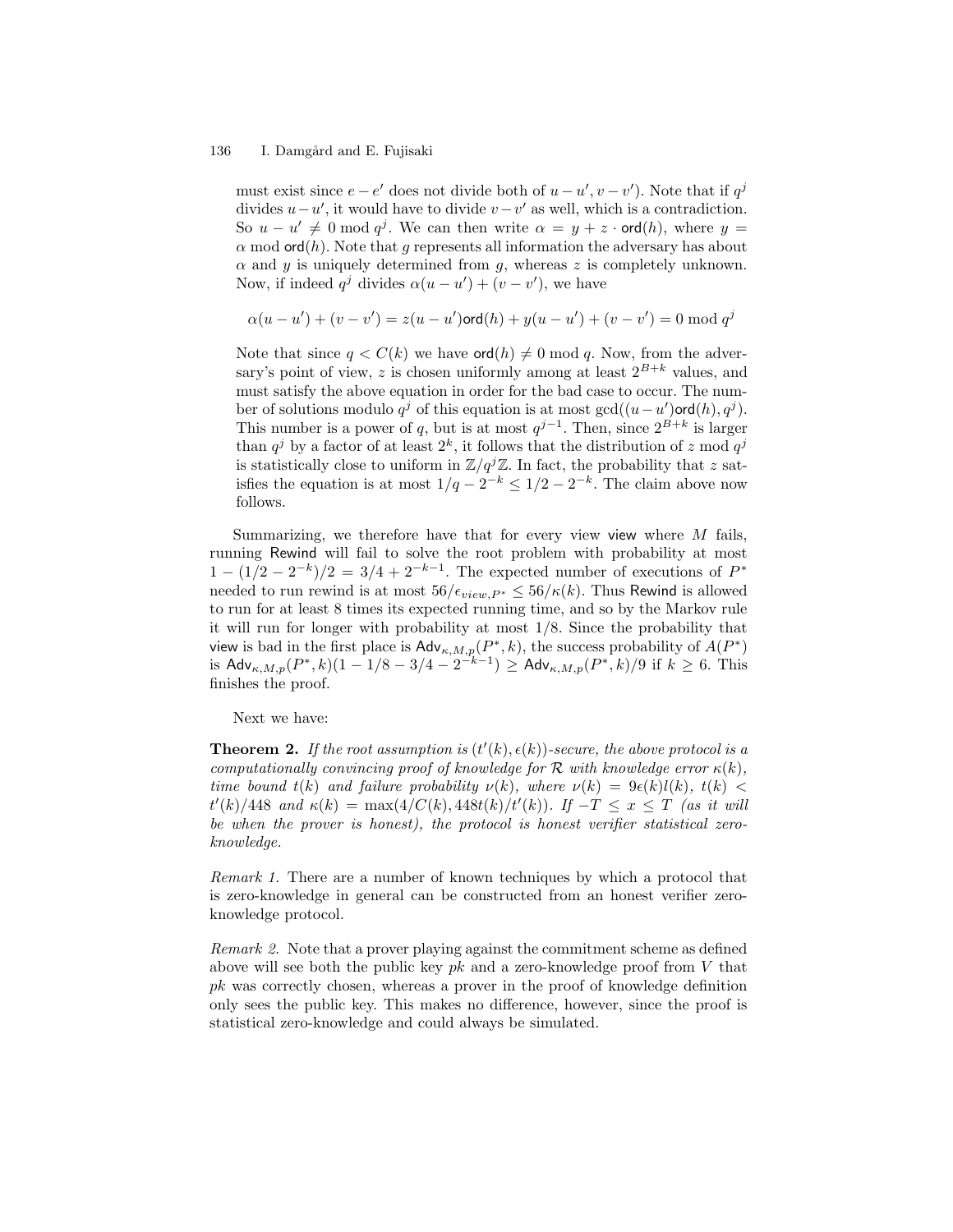must exist since $e - e'$ does not divide both of $u - u', v - v'$). Note that if $q^j$ divides $u - u'$, it would have to divide $v - v'$ as well, which is a contradiction. So $u - u' \neq 0 \bmod q^j$. We can then write $\alpha = y + z \cdot \mathsf{ord}(h)$, where $y = \alpha \bmod \mathsf{ord}(h)$. Note that $g$ represents all information the adversary has about $\alpha$ and $y$ is uniquely determined from $g$, whereas $z$ is completely unknown. Now, if indeed $q^j$ divides $\alpha(u - u') + (v - v')$, we have

$$\alpha(u - u') + (v - v') = z(u - u')\mathsf{ord}(h) + y(u - u') + (v - v') = 0 \bmod q^j$$

Note that since $q < C(k)$ we have $\mathsf{ord}(h) \neq 0 \bmod q$. Now, from the adversary's point of view, $z$ is chosen uniformly among at least $2^{B+k}$ values, and must satisfy the above equation in order for the bad case to occur. The number of solutions modulo $q^j$ of this equation is at most $\gcd((u - u')\mathsf{ord}(h), q^j)$. This number is a power of $q$, but is at most $q^{j-1}$. Then, since $2^{B+k}$ is larger than $q^j$ by a factor of at least $2^k$, it follows that the distribution of $z \bmod q^j$ is statistically close to uniform in $\mathbb{Z}/q^j\mathbb{Z}$. In fact, the probability that $z$ satisfies the equation is at most $1/q - 2^{-k} \leq 1/2 - 2^{-k}$. The claim above now follows.

Summarizing, we therefore have that for every view $\mathsf{view}$ where $M$ fails, running $\mathsf{Rewind}$ will fail to solve the root problem with probability at most $1 - (1/2 - 2^{-k})/2 = 3/4 + 2^{-k-1}$. The expected number of executions of $P^*$ needed to run rewind is at most $56/\epsilon_{view,P^*} \leq 56/\kappa(k)$. Thus $\mathsf{Rewind}$ is allowed to run for at least 8 times its expected running time, and so by the Markov rule it will run for longer with probability at most $1/8$. Since the probability that $\mathsf{view}$ is bad in the first place is $\mathsf{Adv}_{\kappa,M,p}(P^*, k)$, the success probability of $A(P^*)$ is $\mathsf{Adv}_{\kappa,M,p}(P^*, k)(1 - 1/8 - 3/4 - 2^{-k-1}) \geq \mathsf{Adv}_{\kappa,M,p}(P^*, k)/9$ if $k \geq 6$. This finishes the proof.

Next we have:

**Theorem 2.** *If the root assumption is $(t'(k), \epsilon(k))$-secure, the above protocol is a computationally convincing proof of knowledge for $\mathcal{R}$ with knowledge error $\kappa(k)$, time bound $t(k)$ and failure probability $\nu(k)$, where $\nu(k) = 9\epsilon(k)l(k)$, $t(k) < t'(k)/448$ and $\kappa(k) = \max(4/C(k), 448t(k)/t'(k))$. If $-T \leq x \leq T$ (as it will be when the prover is honest), the protocol is honest verifier statistical zero-knowledge.*

*Remark 1.* There are a number of known techniques by which a protocol that is zero-knowledge in general can be constructed from an honest verifier zero-knowledge protocol.

*Remark 2.* Note that a prover playing against the commitment scheme as defined above will see both the public key $pk$ and a zero-knowledge proof from $V$ that $pk$ was correctly chosen, whereas a prover in the proof of knowledge definition only sees the public key. This makes no difference, however, since the proof is statistical zero-knowledge and could always be simulated.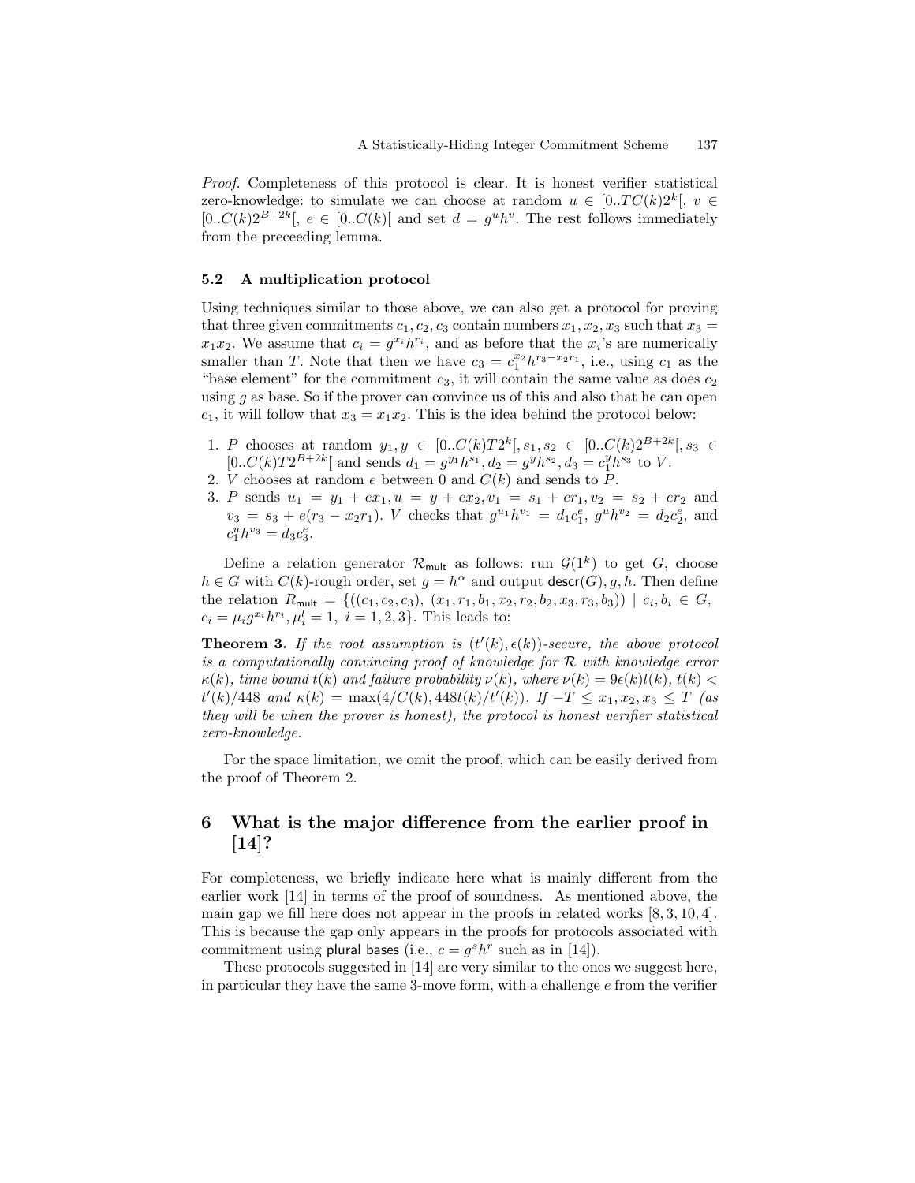*Proof.* Completeness of this protocol is clear. It is honest verifier statistical zero-knowledge: to simulate we can choose at random $u \in [0..TC(k)2^k[$, $v \in [0..C(k)2^{B+2k}[$, $e \in [0..C(k)[$ and set $d = g^u h^v$. The rest follows immediately from the preceeding lemma.

### 5.2 A multiplication protocol

Using techniques similar to those above, we can also get a protocol for proving that three given commitments $c_1, c_2, c_3$ contain numbers $x_1, x_2, x_3$ such that $x_3 = x_1 x_2$. We assume that $c_i = g^{x_i} h^{r_i}$, and as before that the $x_i$'s are numerically smaller than $T$. Note that then we have $c_3 = c_1^{x_2} h^{r_3 - x_2 r_1}$, i.e., using $c_1$ as the "base element" for the commitment $c_3$, it will contain the same value as does $c_2$ using $g$ as base. So if the prover can convince us of this and also that he can open $c_1$, it will follow that $x_3 = x_1 x_2$. This is the idea behind the protocol below:

1. $P$ chooses at random $y_1, y \in [0..C(k)T2^k[$, $s_1, s_2 \in [0..C(k)2^{B+2k}[$, $s_3 \in [0..C(k)T2^{B+2k}[$ and sends $d_1 = g^{y_1} h^{s_1}, d_2 = g^y h^{s_2}, d_3 = c_1^y h^{s_3}$ to $V$.
2. $V$ chooses at random $e$ between 0 and $C(k)$ and sends to $P$.
3. $P$ sends $u_1 = y_1 + e x_1, u = y + e x_2, v_1 = s_1 + e r_1, v_2 = s_2 + e r_2$ and $v_3 = s_3 + e(r_3 - x_2 r_1)$. $V$ checks that $g^{u_1} h^{v_1} = d_1 c_1^e$, $g^u h^{v_2} = d_2 c_2^e$, and $c_1^u h^{v_3} = d_3 c_3^e$.

Define a relation generator $\mathcal{R}_{\mathsf{mult}}$ as follows: run $\mathcal{G}(1^k)$ to get $G$, choose $h \in G$ with $C(k)$-rough order, set $g = h^\alpha$ and output $\mathsf{descr}(G), g, h$. Then define the relation $R_{\mathsf{mult}} = \{((c_1, c_2, c_3), (x_1, r_1, b_1, x_2, r_2, b_2, x_3, r_3, b_3)) \mid c_i, b_i \in G, c_i = \mu_i g^{x_i} h^{r_i}, \mu_i^l = 1,\ i = 1, 2, 3\}$. This leads to:

**Theorem 3.** *If the root assumption is $(t'(k), \epsilon(k))$-secure, the above protocol is a computationally convincing proof of knowledge for $\mathcal{R}$ with knowledge error $\kappa(k)$, time bound $t(k)$ and failure probability $\nu(k)$, where $\nu(k) = 9\epsilon(k)l(k)$, $t(k) < t'(k)/448$ and $\kappa(k) = \max(4/C(k), 448t(k)/t'(k))$. If $-T \leq x_1, x_2, x_3 \leq T$ (as they will be when the prover is honest), the protocol is honest verifier statistical zero-knowledge.*

For the space limitation, we omit the proof, which can be easily derived from the proof of Theorem 2.

## 6 What is the major difference from the earlier proof in [14]?

For completeness, we briefly indicate here what is mainly different from the earlier work [14] in terms of the proof of soundness. As mentioned above, the main gap we fill here does not appear in the proofs in related works [8, 3, 10, 4]. This is because the gap only appears in the proofs for protocols associated with commitment using plural bases (i.e., $c = g^s h^r$ such as in [14]).

These protocols suggested in [14] are very similar to the ones we suggest here, in particular they have the same 3-move form, with a challenge $e$ from the verifier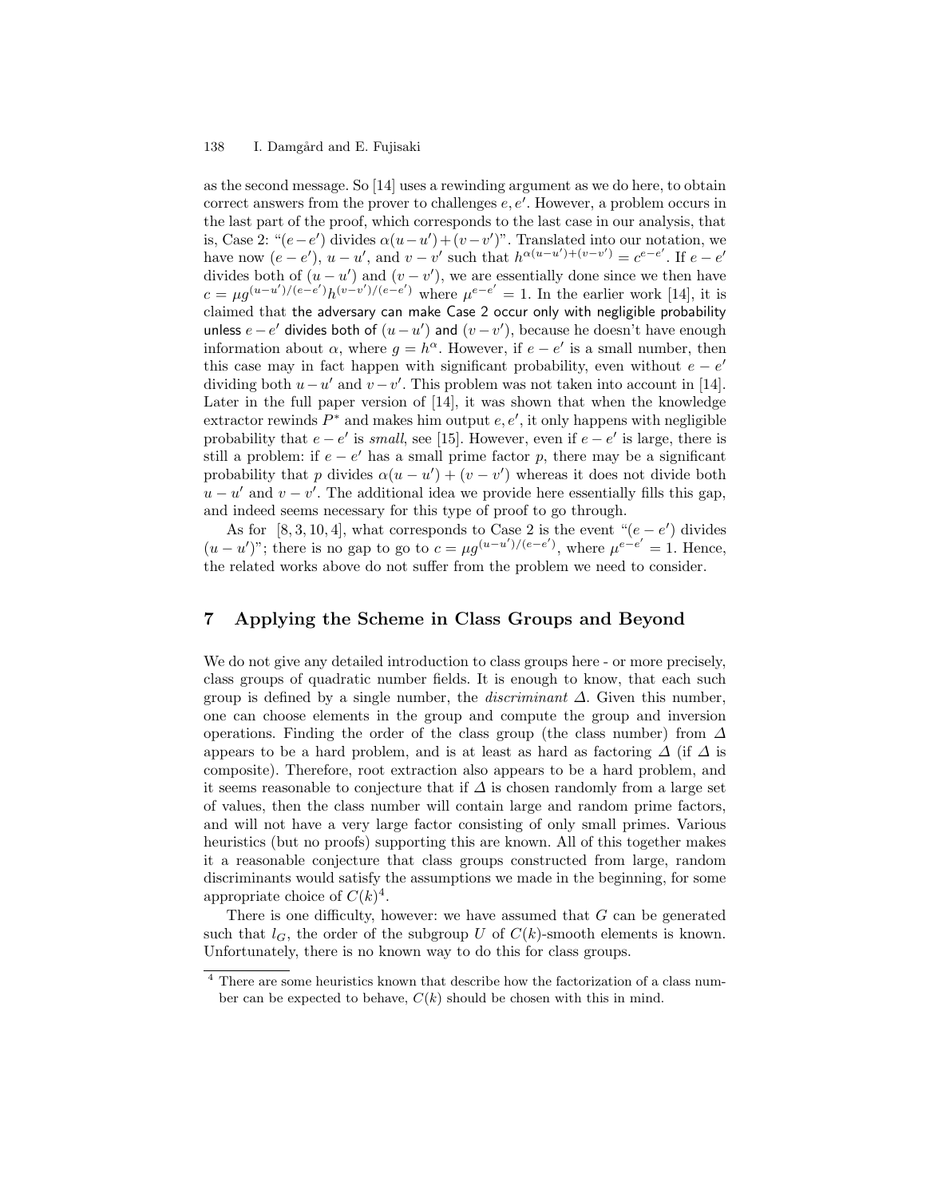as the second message. So [14] uses a rewinding argument as we do here, to obtain correct answers from the prover to challenges $e, e'$. However, a problem occurs in the last part of the proof, which corresponds to the last case in our analysis, that is, Case 2: "$(e-e')$ divides $\alpha(u-u')+(v-v')$". Translated into our notation, we have now $(e-e')$, $u-u'$, and $v-v'$ such that $h^{\alpha(u-u')+(v-v')} = c^{e-e'}$. If $e-e'$ divides both of $(u-u')$ and $(v-v')$, we are essentially done since we then have $c = \mu g^{(u-u')/(e-e')} h^{(v-v')/(e-e')}$ where $\mu^{e-e'} = 1$. In the earlier work [14], it is claimed that the adversary can make Case 2 occur only with negligible probability unless $e-e'$ divides both of $(u-u')$ and $(v-v')$, because he doesn't have enough information about $\alpha$, where $g = h^{\alpha}$. However, if $e-e'$ is a small number, then this case may in fact happen with significant probability, even without $e-e'$ dividing both $u-u'$ and $v-v'$. This problem was not taken into account in [14]. Later in the full paper version of [14], it was shown that when the knowledge extractor rewinds $P^*$ and makes him output $e, e'$, it only happens with negligible probability that $e-e'$ is *small*, see [15]. However, even if $e-e'$ is large, there is still a problem: if $e-e'$ has a small prime factor $p$, there may be a significant probability that $p$ divides $\alpha(u-u')+(v-v')$ whereas it does not divide both $u-u'$ and $v-v'$. The additional idea we provide here essentially fills this gap, and indeed seems necessary for this type of proof to go through.

As for [8, 3, 10, 4], what corresponds to Case 2 is the event "$(e-e')$ divides $(u-u')$"; there is no gap to go to $c = \mu g^{(u-u')/(e-e')}$, where $\mu^{e-e'} = 1$. Hence, the related works above do not suffer from the problem we need to consider.

## 7 Applying the Scheme in Class Groups and Beyond

We do not give any detailed introduction to class groups here - or more precisely, class groups of quadratic number fields. It is enough to know, that each such group is defined by a single number, the *discriminant* $\Delta$. Given this number, one can choose elements in the group and compute the group and inversion operations. Finding the order of the class group (the class number) from $\Delta$ appears to be a hard problem, and is at least as hard as factoring $\Delta$ (if $\Delta$ is composite). Therefore, root extraction also appears to be a hard problem, and it seems reasonable to conjecture that if $\Delta$ is chosen randomly from a large set of values, then the class number will contain large and random prime factors, and will not have a very large factor consisting of only small primes. Various heuristics (but no proofs) supporting this are known. All of this together makes it a reasonable conjecture that class groups constructed from large, random discriminants would satisfy the assumptions we made in the beginning, for some appropriate choice of $C(k)$[4].

There is one difficulty, however: we have assumed that $G$ can be generated such that $l_G$, the order of the subgroup $U$ of $C(k)$-smooth elements is known. Unfortunately, there is no known way to do this for class groups.

[4] There are some heuristics known that describe how the factorization of a class number can be expected to behave, $C(k)$ should be chosen with this in mind.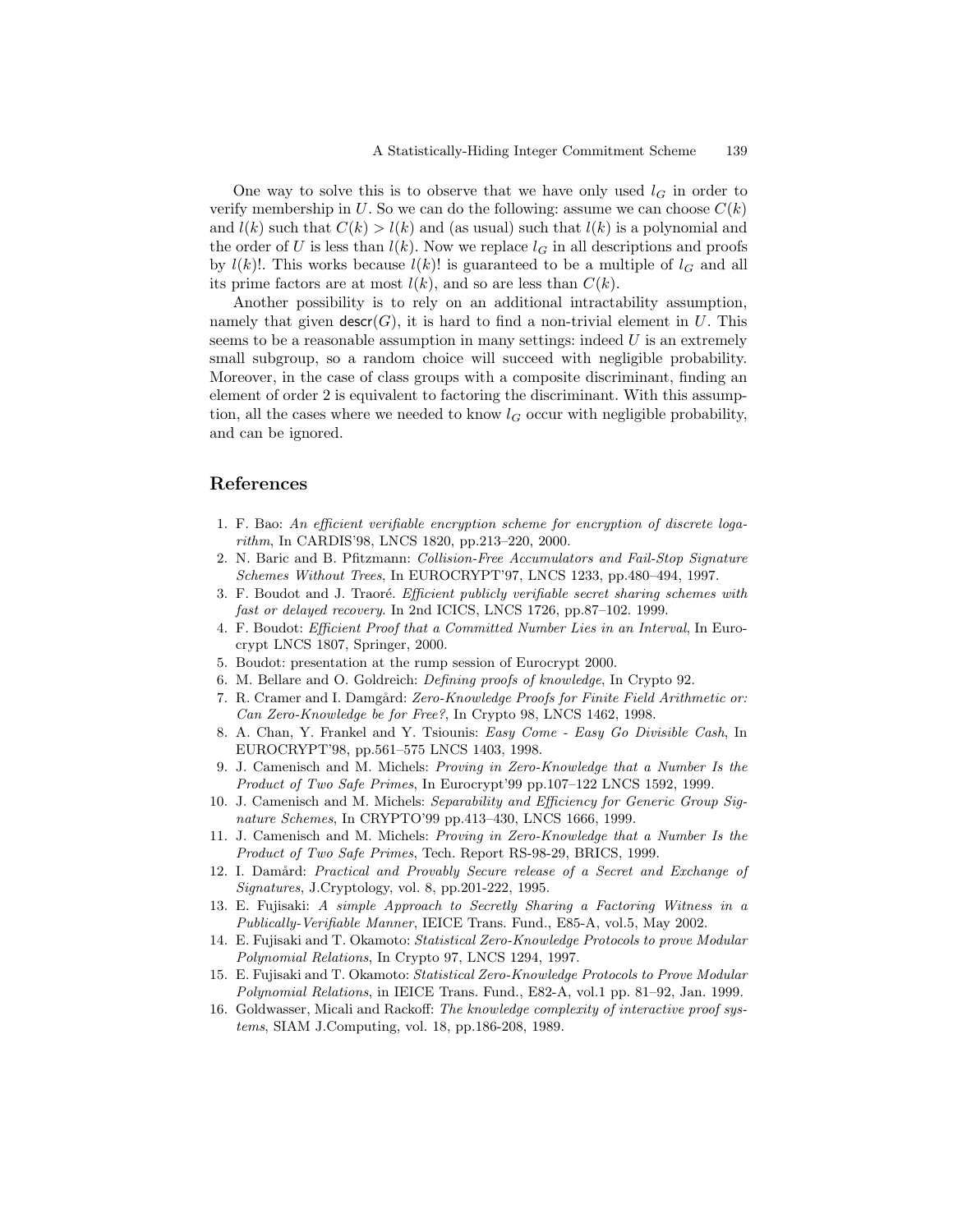One way to solve this is to observe that we have only used $l_G$ in order to verify membership in $U$. So we can do the following: assume we can choose $C(k)$ and $l(k)$ such that $C(k) > l(k)$ and (as usual) such that $l(k)$ is a polynomial and the order of $U$ is less than $l(k)$. Now we replace $l_G$ in all descriptions and proofs by $l(k)!$. This works because $l(k)!$ is guaranteed to be a multiple of $l_G$ and all its prime factors are at most $l(k)$, and so are less than $C(k)$.

Another possibility is to rely on an additional intractability assumption, namely that given $\mathsf{descr}(G)$, it is hard to find a non-trivial element in $U$. This seems to be a reasonable assumption in many settings: indeed $U$ is an extremely small subgroup, so a random choice will succeed with negligible probability. Moreover, in the case of class groups with a composite discriminant, finding an element of order 2 is equivalent to factoring the discriminant. With this assumption, all the cases where we needed to know $l_G$ occur with negligible probability, and can be ignored.

## References

1. F. Bao: *An efficient verifiable encryption scheme for encryption of discrete logarithm*, In CARDIS'98, LNCS 1820, pp.213–220, 2000.
2. N. Baric and B. Pfitzmann: *Collision-Free Accumulators and Fail-Stop Signature Schemes Without Trees*, In EUROCRYPT'97, LNCS 1233, pp.480–494, 1997.
3. F. Boudot and J. Traoré. *Efficient publicly verifiable secret sharing schemes with fast or delayed recovery*. In 2nd ICICS, LNCS 1726, pp.87–102. 1999.
4. F. Boudot: *Efficient Proof that a Committed Number Lies in an Interval*, In Eurocrypt LNCS 1807, Springer, 2000.
5. Boudot: presentation at the rump session of Eurocrypt 2000.
6. M. Bellare and O. Goldreich: *Defining proofs of knowledge*, In Crypto 92.
7. R. Cramer and I. Damgård: *Zero-Knowledge Proofs for Finite Field Arithmetic or: Can Zero-Knowledge be for Free?*, In Crypto 98, LNCS 1462, 1998.
8. A. Chan, Y. Frankel and Y. Tsiounis: *Easy Come - Easy Go Divisible Cash*, In EUROCRYPT'98, pp.561–575 LNCS 1403, 1998.
9. J. Camenisch and M. Michels: *Proving in Zero-Knowledge that a Number Is the Product of Two Safe Primes*, In Eurocrypt'99 pp.107–122 LNCS 1592, 1999.
10. J. Camenisch and M. Michels: *Separability and Efficiency for Generic Group Signature Schemes*, In CRYPTO'99 pp.413–430, LNCS 1666, 1999.
11. J. Camenisch and M. Michels: *Proving in Zero-Knowledge that a Number Is the Product of Two Safe Primes*, Tech. Report RS-98-29, BRICS, 1999.
12. I. Damård: *Practical and Provably Secure release of a Secret and Exchange of Signatures*, J.Cryptology, vol. 8, pp.201-222, 1995.
13. E. Fujisaki: *A simple Approach to Secretly Sharing a Factoring Witness in a Publically-Verifiable Manner*, IEICE Trans. Fund., E85-A, vol.5, May 2002.
14. E. Fujisaki and T. Okamoto: *Statistical Zero-Knowledge Protocols to prove Modular Polynomial Relations*, In Crypto 97, LNCS 1294, 1997.
15. E. Fujisaki and T. Okamoto: *Statistical Zero-Knowledge Protocols to Prove Modular Polynomial Relations*, in IEICE Trans. Fund., E82-A, vol.1 pp. 81–92, Jan. 1999.
16. Goldwasser, Micali and Rackoff: *The knowledge complexity of interactive proof systems*, SIAM J.Computing, vol. 18, pp.186-208, 1989.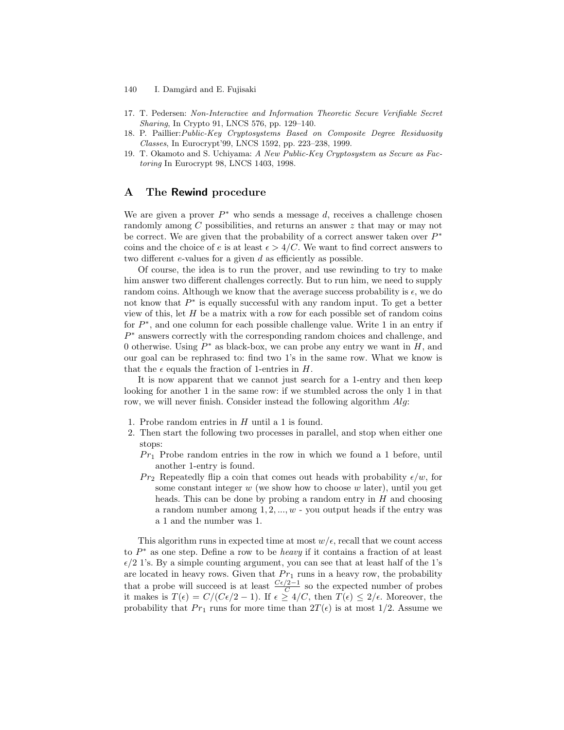17. T. Pedersen: *Non-Interactive and Information Theoretic Secure Verifiable Secret Sharing*, In Crypto 91, LNCS 576, pp. 129–140.
18. P. Paillier:*Public-Key Cryptosystems Based on Composite Degree Residuosity Classes*, In Eurocrypt'99, LNCS 1592, pp. 223–238, 1999.
19. T. Okamoto and S. Uchiyama: *A New Public-Key Cryptosystem as Secure as Factoring* In Eurocrypt 98, LNCS 1403, 1998.

## A The Rewind procedure

We are given a prover $P^*$ who sends a message $d$, receives a challenge chosen randomly among $C$ possibilities, and returns an answer $z$ that may or may not be correct. We are given that the probability of a correct answer taken over $P^*$ coins and the choice of $e$ is at least $\epsilon > 4/C$. We want to find correct answers to two different $e$-values for a given $d$ as efficiently as possible.

Of course, the idea is to run the prover, and use rewinding to try to make him answer two different challenges correctly. But to run him, we need to supply random coins. Although we know that the average success probability is $\epsilon$, we do not know that $P^*$ is equally successful with any random input. To get a better view of this, let $H$ be a matrix with a row for each possible set of random coins for $P^*$, and one column for each possible challenge value. Write 1 in an entry if $P^*$ answers correctly with the corresponding random choices and challenge, and 0 otherwise. Using $P^*$ as black-box, we can probe any entry we want in $H$, and our goal can be rephrased to: find two 1's in the same row. What we know is that the $\epsilon$ equals the fraction of 1-entries in $H$.

It is now apparent that we cannot just search for a 1-entry and then keep looking for another 1 in the same row: if we stumbled across the only 1 in that row, we will never finish. Consider instead the following algorithm *Alg*:

1. Probe random entries in $H$ until a 1 is found.
2. Then start the following two processes in parallel, and stop when either one stops:
   - $Pr_1$ Probe random entries in the row in which we found a 1 before, until another 1-entry is found.
   - $Pr_2$ Repeatedly flip a coin that comes out heads with probability $\epsilon/w$, for some constant integer $w$ (we show how to choose $w$ later), until you get heads. This can be done by probing a random entry in $H$ and choosing a random number among $1, 2, ..., w$ - you output heads if the entry was a 1 and the number was 1.

This algorithm runs in expected time at most $w/\epsilon$, recall that we count access to $P^*$ as one step. Define a row to be *heavy* if it contains a fraction of at least $\epsilon/2$ 1's. By a simple counting argument, you can see that at least half of the 1's are located in heavy rows. Given that $Pr_1$ runs in a heavy row, the probability that a probe will succeed is at least $\frac{C\epsilon/2-1}{C}$ so the expected number of probes it makes is $T(\epsilon) = C/(C\epsilon/2 - 1)$. If $\epsilon \geq 4/C$, then $T(\epsilon) \leq 2/\epsilon$. Moreover, the probability that $Pr_1$ runs for more time than $2T(\epsilon)$ is at most 1/2. Assume we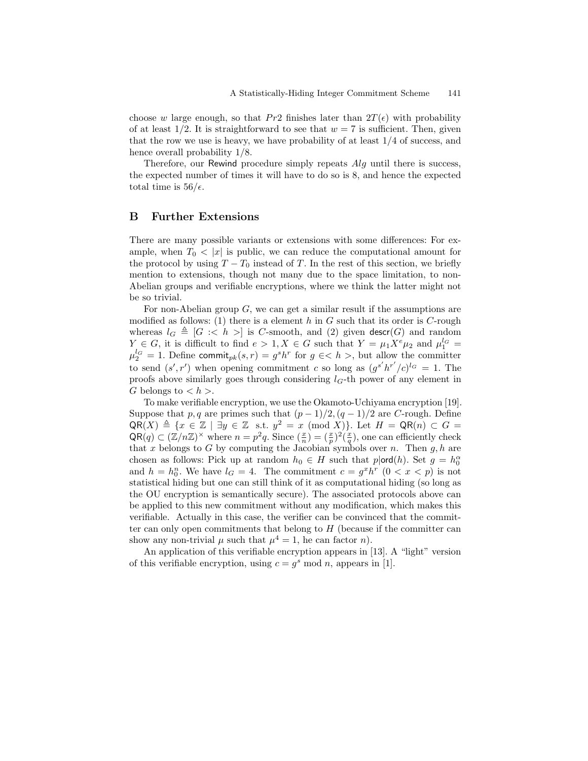choose $w$ large enough, so that $Pr2$ finishes later than $2T(\epsilon)$ with probability of at least 1/2. It is straightforward to see that $w = 7$ is sufficient. Then, given that the row we use is heavy, we have probability of at least 1/4 of success, and hence overall probability 1/8.

Therefore, our Rewind procedure simply repeats $Alg$ until there is success, the expected number of times it will have to do so is 8, and hence the expected total time is $56/\epsilon$.

## B Further Extensions

There are many possible variants or extensions with some differences: For example, when $T_0 < |x|$ is public, we can reduce the computational amount for the protocol by using $T - T_0$ instead of $T$. In the rest of this section, we briefly mention to extensions, though not many due to the space limitation, to non-Abelian groups and verifiable encryptions, where we think the latter might not be so trivial.

For non-Abelian group $G$, we can get a similar result if the assumptions are modified as follows: (1) there is a element $h$ in $G$ such that its order is $C$-rough whereas $l_G \triangleq [G :< h >]$ is $C$-smooth, and (2) given $\mathsf{descr}(G)$ and random $Y \in G$, it is difficult to find $e > 1, X \in G$ such that $Y = \mu_1 X^e \mu_2$ and $\mu_1^{l_G} = \mu_2^{l_G} = 1$. Define $\mathsf{commit}_{pk}(s, r) = g^s h^r$ for $g \in < h >$, but allow the committer to send $(s', r')$ when opening commitment $c$ so long as $(g^{s'} h^{r'}/c)^{l_G} = 1$. The proofs above similarly goes through considering $l_G$-th power of any element in $G$ belongs to $< h >$.

To make verifiable encryption, we use the Okamoto-Uchiyama encryption [19]. Suppose that $p, q$ are primes such that $(p-1)/2, (q-1)/2$ are $C$-rough. Define $\mathsf{QR}(X) \triangleq \{x \in \mathbb{Z} \mid \exists y \in \mathbb{Z} \text{ s.t. } y^2 = x \pmod{X}\}$. Let $H = \mathsf{QR}(n) \subset G = \mathsf{QR}(q) \subset (\mathbb{Z}/n\mathbb{Z})^\times$ where $n = p^2 q$. Since $(\frac{x}{n}) = (\frac{x}{p})^2 (\frac{x}{q})$, one can efficiently check that $x$ belongs to $G$ by computing the Jacobian symbols over $n$. Then $g, h$ are chosen as follows: Pick up at random $h_0 \in H$ such that $p | \mathsf{ord}(h)$. Set $g = h_0^\alpha$ and $h = h_0^n$. We have $l_G = 4$. The commitment $c = g^x h^r$ $(0 < x < p)$ is not statistical hiding but one can still think of it as computational hiding (so long as the OU encryption is semantically secure). The associated protocols above can be applied to this new commitment without any modification, which makes this verifiable. Actually in this case, the verifier can be convinced that the committer can only open commitments that belong to $H$ (because if the committer can show any non-trivial $\mu$ such that $\mu^4 = 1$, he can factor $n$).

An application of this verifiable encryption appears in [13]. A "light" version of this verifiable encryption, using $c = g^s \bmod n$, appears in [1].